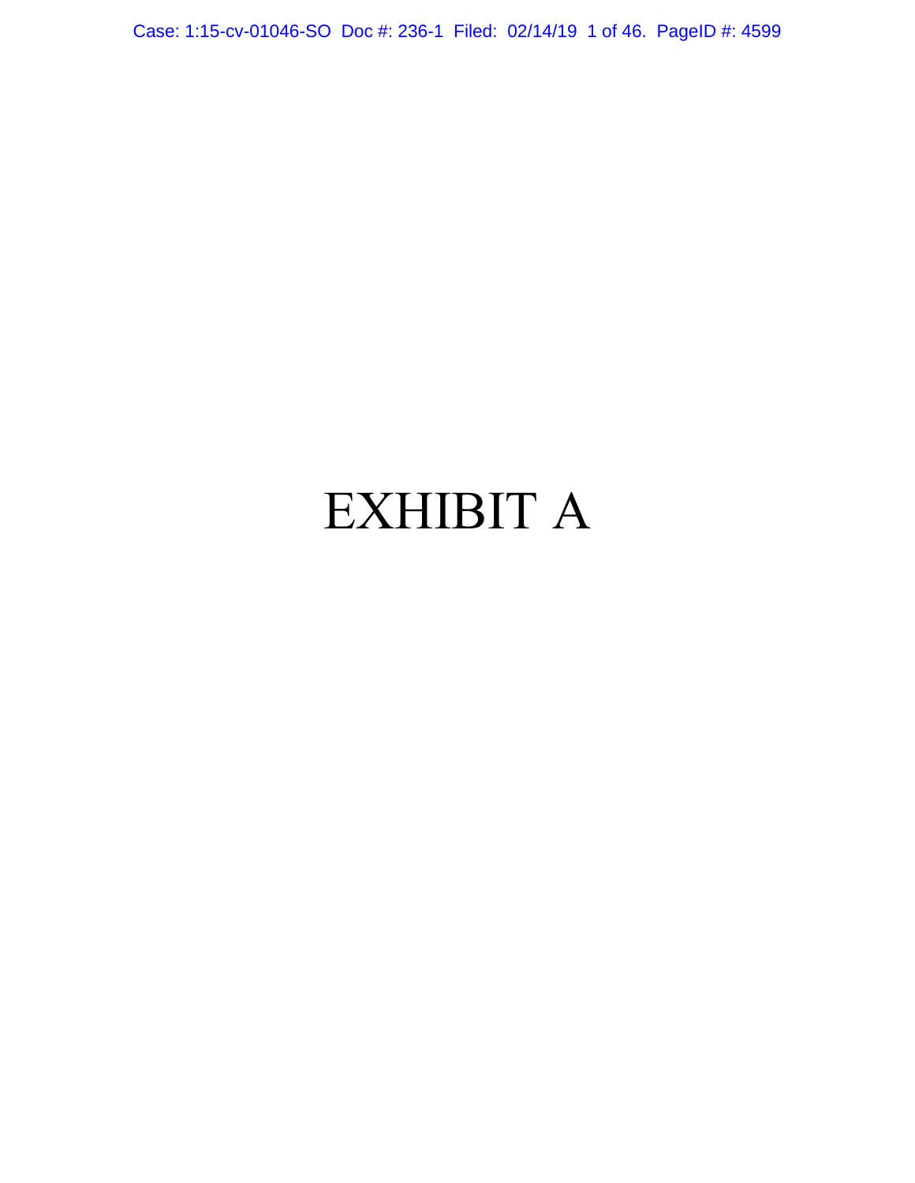# EXHIBIT A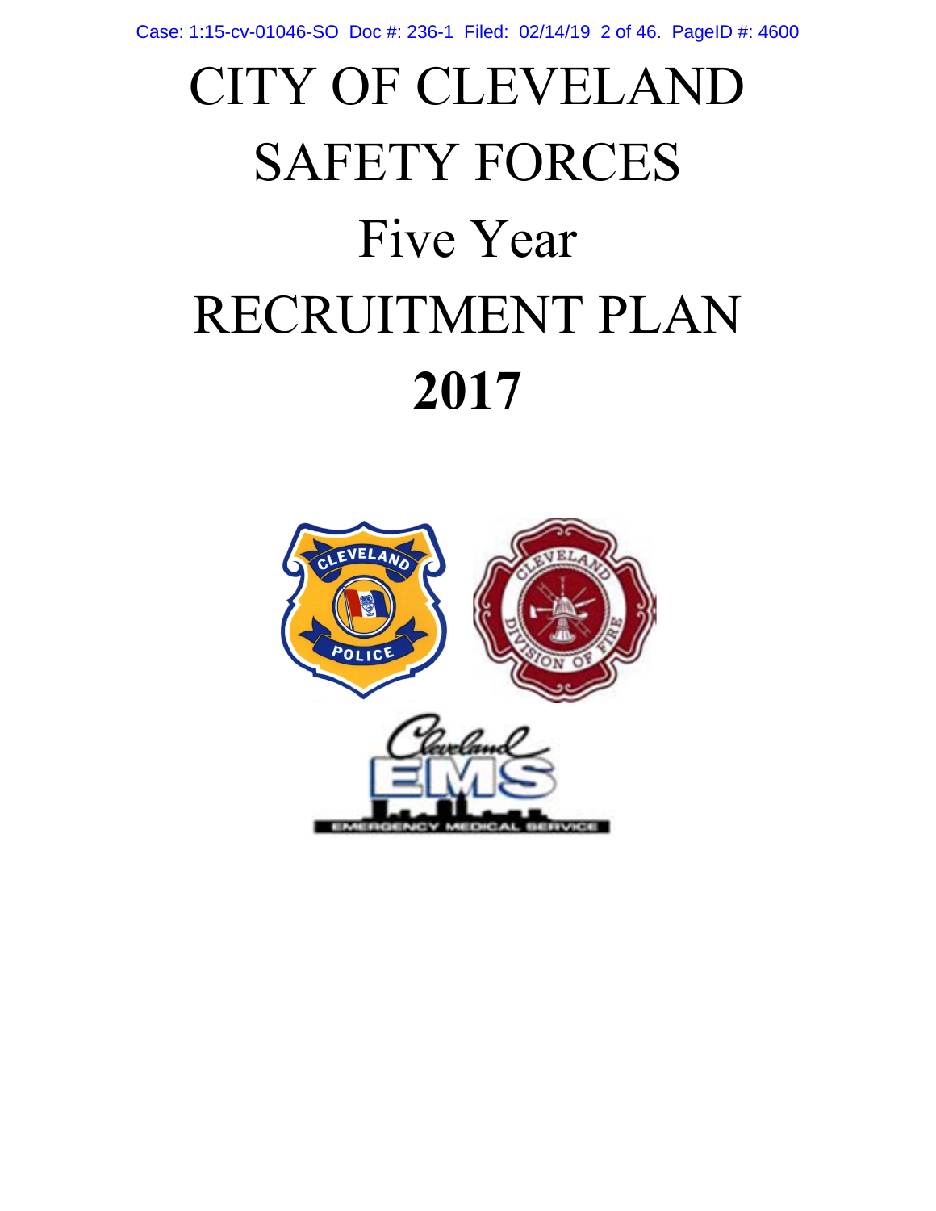# CITY OF CLEVELAND SAFETY FORCES

# Five Year

# RECRUITMENT PLAN

# **2017**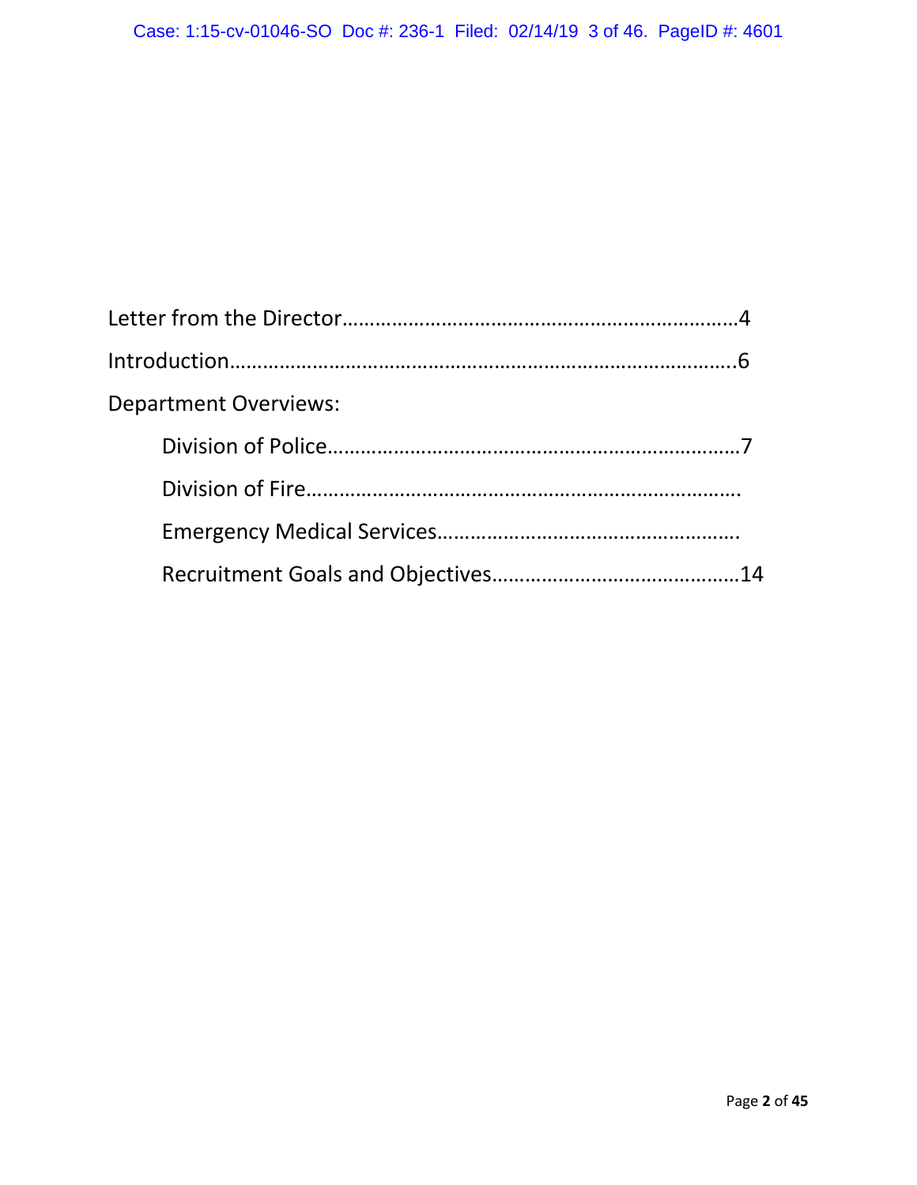Letter from the Director……………………………………………………………4

Introduction……………………………………………………………………………..6

Department Overviews:

- Division of Police………………………………………………………………7
- Division of Fire………………………………………………………………….
- Emergency Medical Services……………………………………………….
- Recruitment Goals and Objectives……………………………………..14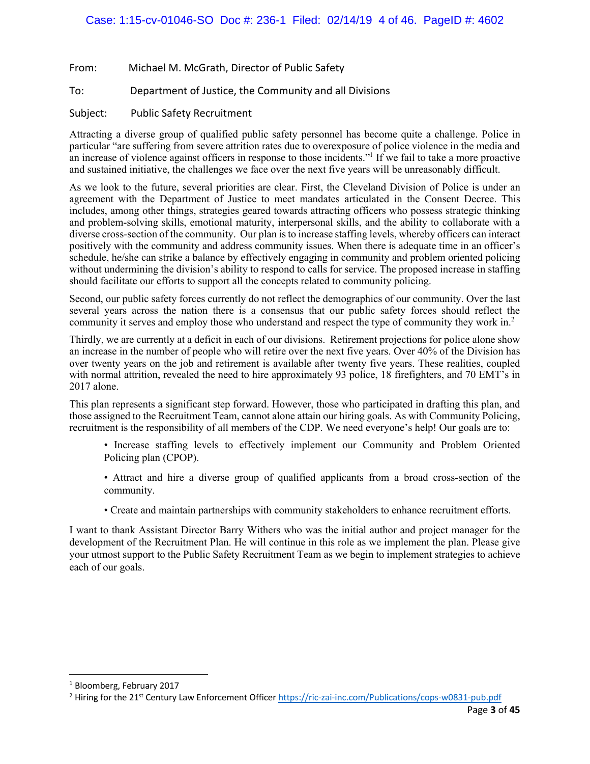From: Michael M. McGrath, Director of Public Safety

To: Department of Justice, the Community and all Divisions

Subject: Public Safety Recruitment

Attracting a diverse group of qualified public safety personnel has become quite a challenge. Police in particular "are suffering from severe attrition rates due to overexposure of police violence in the media and an increase of violence against officers in response to those incidents."[1] If we fail to take a more proactive and sustained initiative, the challenges we face over the next five years will be unreasonably difficult.

As we look to the future, several priorities are clear. First, the Cleveland Division of Police is under an agreement with the Department of Justice to meet mandates articulated in the Consent Decree. This includes, among other things, strategies geared towards attracting officers who possess strategic thinking and problem-solving skills, emotional maturity, interpersonal skills, and the ability to collaborate with a diverse cross-section of the community. Our plan is to increase staffing levels, whereby officers can interact positively with the community and address community issues. When there is adequate time in an officer's schedule, he/she can strike a balance by effectively engaging in community and problem oriented policing without undermining the division's ability to respond to calls for service. The proposed increase in staffing should facilitate our efforts to support all the concepts related to community policing.

Second, our public safety forces currently do not reflect the demographics of our community. Over the last several years across the nation there is a consensus that our public safety forces should reflect the community it serves and employ those who understand and respect the type of community they work in.[2]

Thirdly, we are currently at a deficit in each of our divisions. Retirement projections for police alone show an increase in the number of people who will retire over the next five years. Over 40% of the Division has over twenty years on the job and retirement is available after twenty five years. These realities, coupled with normal attrition, revealed the need to hire approximately 93 police, 18 firefighters, and 70 EMT's in 2017 alone.

This plan represents a significant step forward. However, those who participated in drafting this plan, and those assigned to the Recruitment Team, cannot alone attain our hiring goals. As with Community Policing, recruitment is the responsibility of all members of the CDP. We need everyone's help! Our goals are to:

- Increase staffing levels to effectively implement our Community and Problem Oriented Policing plan (CPOP).
- Attract and hire a diverse group of qualified applicants from a broad cross-section of the community.
- Create and maintain partnerships with community stakeholders to enhance recruitment efforts.

I want to thank Assistant Director Barry Withers who was the initial author and project manager for the development of the Recruitment Plan. He will continue in this role as we implement the plan. Please give your utmost support to the Public Safety Recruitment Team as we begin to implement strategies to achieve each of our goals.

---

[1] Bloomberg, February 2017

[2] Hiring for the 21st Century Law Enforcement Officer https://ric-zai-inc.com/Publications/cops-w0831-pub.pdf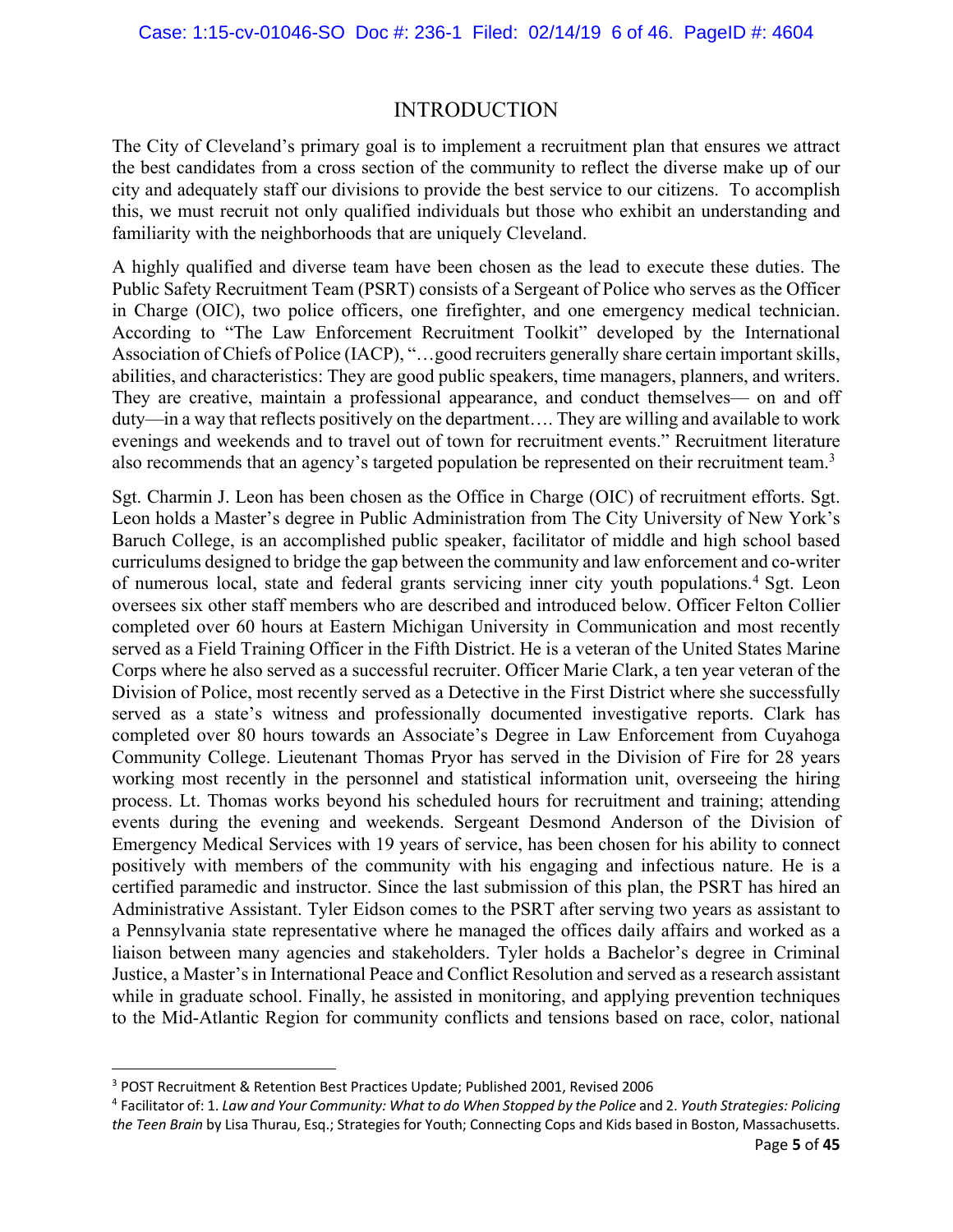## INTRODUCTION

The City of Cleveland's primary goal is to implement a recruitment plan that ensures we attract the best candidates from a cross section of the community to reflect the diverse make up of our city and adequately staff our divisions to provide the best service to our citizens. To accomplish this, we must recruit not only qualified individuals but those who exhibit an understanding and familiarity with the neighborhoods that are uniquely Cleveland.

A highly qualified and diverse team have been chosen as the lead to execute these duties. The Public Safety Recruitment Team (PSRT) consists of a Sergeant of Police who serves as the Officer in Charge (OIC), two police officers, one firefighter, and one emergency medical technician. According to "The Law Enforcement Recruitment Toolkit" developed by the International Association of Chiefs of Police (IACP), "…good recruiters generally share certain important skills, abilities, and characteristics: They are good public speakers, time managers, planners, and writers. They are creative, maintain a professional appearance, and conduct themselves— on and off duty—in a way that reflects positively on the department…. They are willing and available to work evenings and weekends and to travel out of town for recruitment events." Recruitment literature also recommends that an agency's targeted population be represented on their recruitment team.[3]

Sgt. Charmin J. Leon has been chosen as the Office in Charge (OIC) of recruitment efforts. Sgt. Leon holds a Master's degree in Public Administration from The City University of New York's Baruch College, is an accomplished public speaker, facilitator of middle and high school based curriculums designed to bridge the gap between the community and law enforcement and co-writer of numerous local, state and federal grants servicing inner city youth populations.[4] Sgt. Leon oversees six other staff members who are described and introduced below. Officer Felton Collier completed over 60 hours at Eastern Michigan University in Communication and most recently served as a Field Training Officer in the Fifth District. He is a veteran of the United States Marine Corps where he also served as a successful recruiter. Officer Marie Clark, a ten year veteran of the Division of Police, most recently served as a Detective in the First District where she successfully served as a state's witness and professionally documented investigative reports. Clark has completed over 80 hours towards an Associate's Degree in Law Enforcement from Cuyahoga Community College. Lieutenant Thomas Pryor has served in the Division of Fire for 28 years working most recently in the personnel and statistical information unit, overseeing the hiring process. Lt. Thomas works beyond his scheduled hours for recruitment and training; attending events during the evening and weekends. Sergeant Desmond Anderson of the Division of Emergency Medical Services with 19 years of service, has been chosen for his ability to connect positively with members of the community with his engaging and infectious nature. He is a certified paramedic and instructor. Since the last submission of this plan, the PSRT has hired an Administrative Assistant. Tyler Eidson comes to the PSRT after serving two years as assistant to a Pennsylvania state representative where he managed the offices daily affairs and worked as a liaison between many agencies and stakeholders. Tyler holds a Bachelor's degree in Criminal Justice, a Master's in International Peace and Conflict Resolution and served as a research assistant while in graduate school. Finally, he assisted in monitoring, and applying prevention techniques to the Mid-Atlantic Region for community conflicts and tensions based on race, color, national

---

[3] POST Recruitment & Retention Best Practices Update; Published 2001, Revised 2006

[4] Facilitator of: 1. *Law and Your Community: What to do When Stopped by the Police* and 2. *Youth Strategies: Policing the Teen Brain* by Lisa Thurau, Esq.; Strategies for Youth; Connecting Cops and Kids based in Boston, Massachusetts.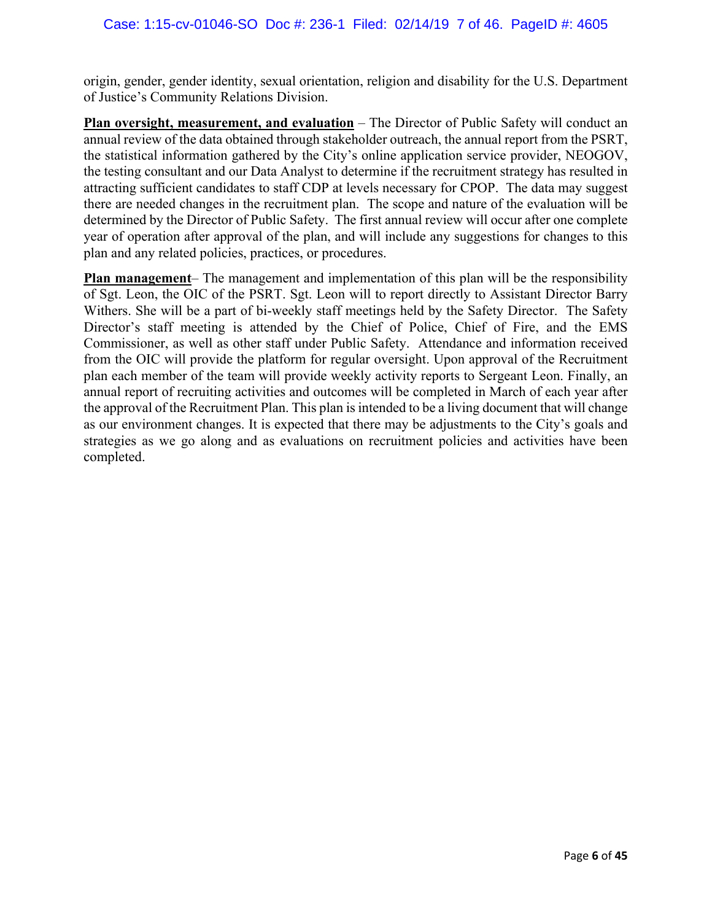origin, gender, gender identity, sexual orientation, religion and disability for the U.S. Department of Justice's Community Relations Division.

**Plan oversight, measurement, and evaluation** – The Director of Public Safety will conduct an annual review of the data obtained through stakeholder outreach, the annual report from the PSRT, the statistical information gathered by the City's online application service provider, NEOGOV, the testing consultant and our Data Analyst to determine if the recruitment strategy has resulted in attracting sufficient candidates to staff CDP at levels necessary for CPOP. The data may suggest there are needed changes in the recruitment plan. The scope and nature of the evaluation will be determined by the Director of Public Safety. The first annual review will occur after one complete year of operation after approval of the plan, and will include any suggestions for changes to this plan and any related policies, practices, or procedures.

**Plan management**– The management and implementation of this plan will be the responsibility of Sgt. Leon, the OIC of the PSRT. Sgt. Leon will to report directly to Assistant Director Barry Withers. She will be a part of bi-weekly staff meetings held by the Safety Director. The Safety Director's staff meeting is attended by the Chief of Police, Chief of Fire, and the EMS Commissioner, as well as other staff under Public Safety. Attendance and information received from the OIC will provide the platform for regular oversight. Upon approval of the Recruitment plan each member of the team will provide weekly activity reports to Sergeant Leon. Finally, an annual report of recruiting activities and outcomes will be completed in March of each year after the approval of the Recruitment Plan. This plan is intended to be a living document that will change as our environment changes. It is expected that there may be adjustments to the City's goals and strategies as we go along and as evaluations on recruitment policies and activities have been completed.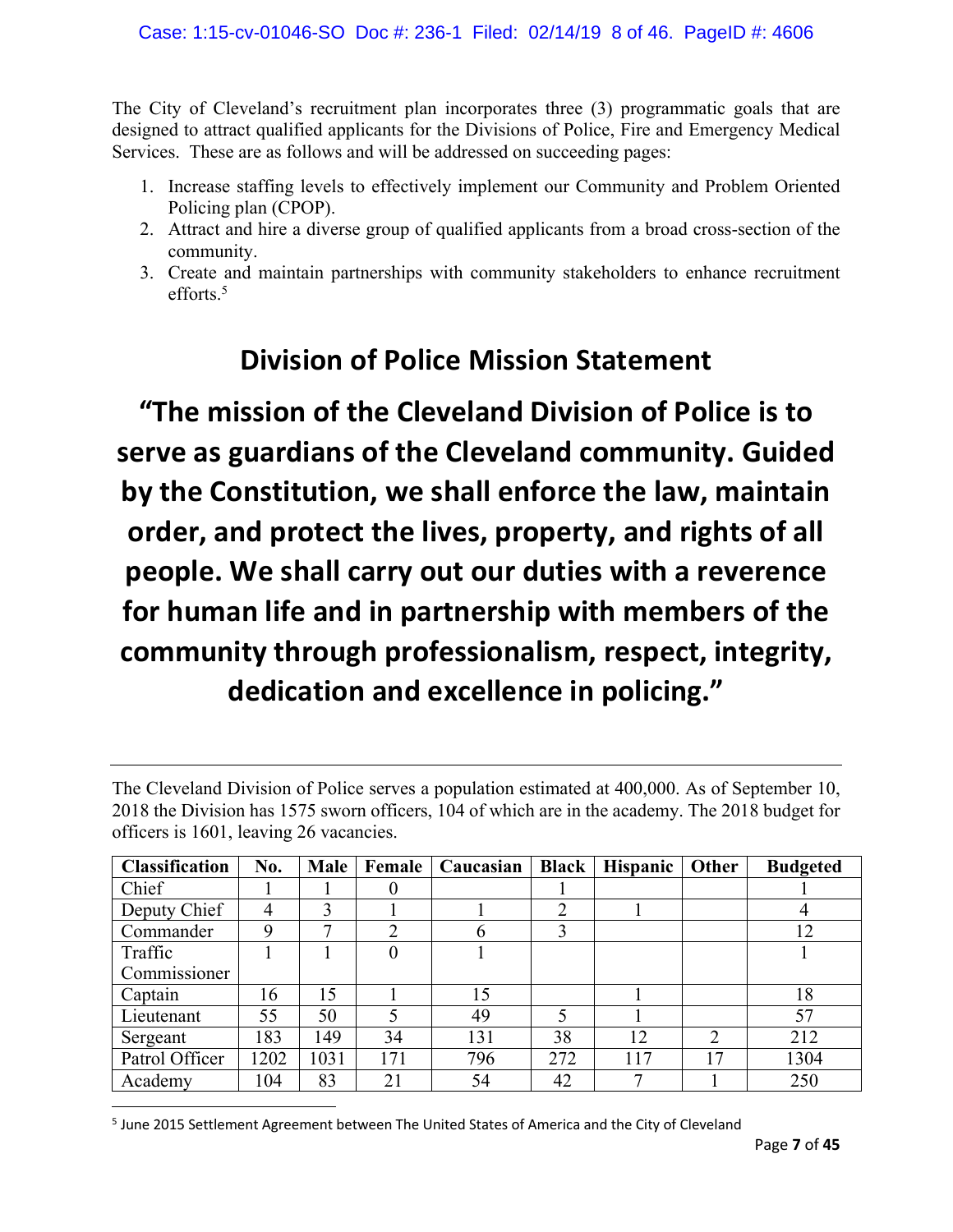The City of Cleveland's recruitment plan incorporates three (3) programmatic goals that are designed to attract qualified applicants for the Divisions of Police, Fire and Emergency Medical Services. These are as follows and will be addressed on succeeding pages:

1. Increase staffing levels to effectively implement our Community and Problem Oriented Policing plan (CPOP).
2. Attract and hire a diverse group of qualified applicants from a broad cross-section of the community.
3. Create and maintain partnerships with community stakeholders to enhance recruitment efforts.[5]

## Division of Police Mission Statement

**"The mission of the Cleveland Division of Police is to serve as guardians of the Cleveland community. Guided by the Constitution, we shall enforce the law, maintain order, and protect the lives, property, and rights of all people. We shall carry out our duties with a reverence for human life and in partnership with members of the community through professionalism, respect, integrity, dedication and excellence in policing."**

---

The Cleveland Division of Police serves a population estimated at 400,000. As of September 10, 2018 the Division has 1575 sworn officers, 104 of which are in the academy. The 2018 budget for officers is 1601, leaving 26 vacancies.

| Classification | No. | Male | Female | Caucasian | Black | Hispanic | Other | Budgeted |
|---|---|---|---|---|---|---|---|---|
| Chief | 1 | 1 | 0 | | 1 | | | 1 |
| Deputy Chief | 4 | 3 | 1 | 1 | 2 | 1 | | 4 |
| Commander | 9 | 7 | 2 | 6 | 3 | | | 12 |
| Traffic Commissioner | 1 | 1 | 0 | 1 | | | | 1 |
| Captain | 16 | 15 | 1 | 15 | | 1 | | 18 |
| Lieutenant | 55 | 50 | 5 | 49 | 5 | 1 | | 57 |
| Sergeant | 183 | 149 | 34 | 131 | 38 | 12 | 2 | 212 |
| Patrol Officer | 1202 | 1031 | 171 | 796 | 272 | 117 | 17 | 1304 |
| Academy | 104 | 83 | 21 | 54 | 42 | 7 | 1 | 250 |

[5] June 2015 Settlement Agreement between The United States of America and the City of Cleveland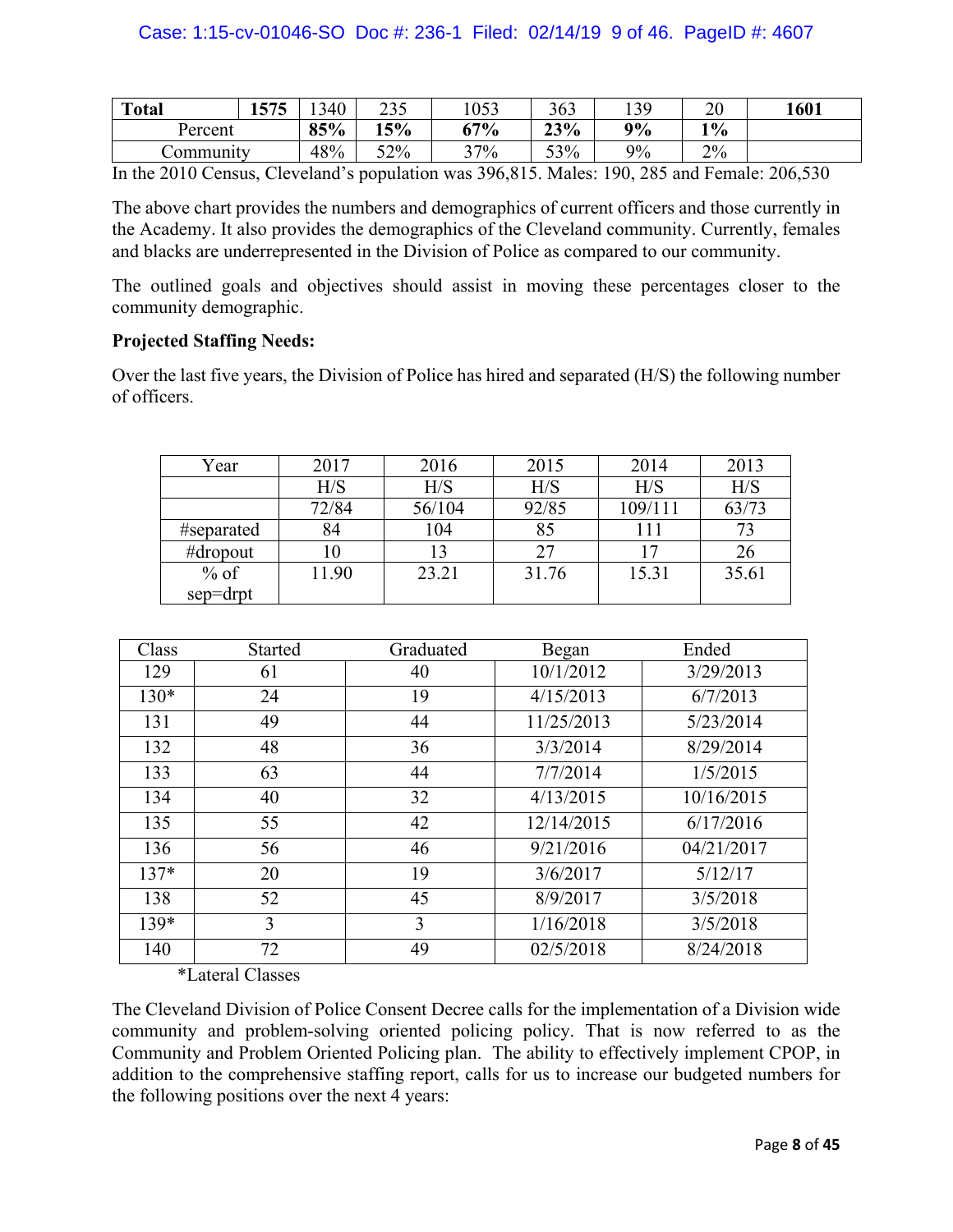| **Total** | **1575** | 1340 | 235 | 1053 | 363 | 139 | 20 | **1601** |
|---|---|---|---|---|---|---|---|---|
| Percent | | **85%** | **15%** | **67%** | **23%** | **9%** | **1%** | |
| Community | | 48% | 52% | 37% | 53% | 9% | 2% | |

In the 2010 Census, Cleveland's population was 396,815. Males: 190, 285 and Female: 206,530

The above chart provides the numbers and demographics of current officers and those currently in the Academy. It also provides the demographics of the Cleveland community. Currently, females and blacks are underrepresented in the Division of Police as compared to our community.

The outlined goals and objectives should assist in moving these percentages closer to the community demographic.

**Projected Staffing Needs:**

Over the last five years, the Division of Police has hired and separated (H/S) the following number of officers.

| Year | 2017 | 2016 | 2015 | 2014 | 2013 |
|---|---|---|---|---|---|
| | H/S | H/S | H/S | H/S | H/S |
| | 72/84 | 56/104 | 92/85 | 109/111 | 63/73 |
| #separated | 84 | 104 | 85 | 111 | 73 |
| #dropout | 10 | 13 | 27 | 17 | 26 |
| % of sep=drpt | 11.90 | 23.21 | 31.76 | 15.31 | 35.61 |

| Class | Started | Graduated | Began | Ended |
|---|---|---|---|---|
| 129 | 61 | 40 | 10/1/2012 | 3/29/2013 |
| 130* | 24 | 19 | 4/15/2013 | 6/7/2013 |
| 131 | 49 | 44 | 11/25/2013 | 5/23/2014 |
| 132 | 48 | 36 | 3/3/2014 | 8/29/2014 |
| 133 | 63 | 44 | 7/7/2014 | 1/5/2015 |
| 134 | 40 | 32 | 4/13/2015 | 10/16/2015 |
| 135 | 55 | 42 | 12/14/2015 | 6/17/2016 |
| 136 | 56 | 46 | 9/21/2016 | 04/21/2017 |
| 137* | 20 | 19 | 3/6/2017 | 5/12/17 |
| 138 | 52 | 45 | 8/9/2017 | 3/5/2018 |
| 139* | 3 | 3 | 1/16/2018 | 3/5/2018 |
| 140 | 72 | 49 | 02/5/2018 | 8/24/2018 |

*Lateral Classes

The Cleveland Division of Police Consent Decree calls for the implementation of a Division wide community and problem-solving oriented policing policy. That is now referred to as the Community and Problem Oriented Policing plan. The ability to effectively implement CPOP, in addition to the comprehensive staffing report, calls for us to increase our budgeted numbers for the following positions over the next 4 years: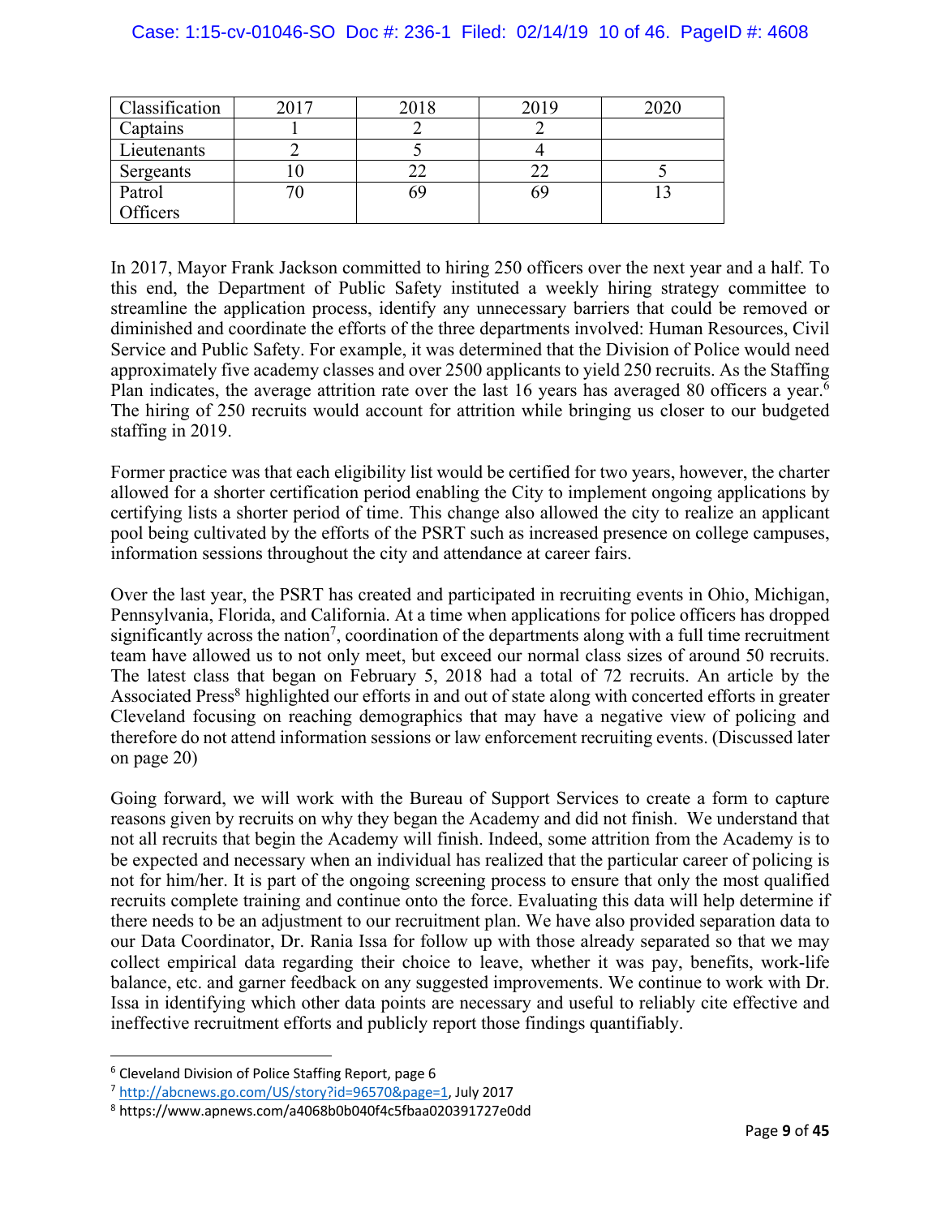| Classification | 2017 | 2018 | 2019 | 2020 |
| --- | --- | --- | --- | --- |
| Captains | 1 | 2 | 2 | |
| Lieutenants | 2 | 5 | 4 | |
| Sergeants | 10 | 22 | 22 | 5 |
| Patrol Officers | 70 | 69 | 69 | 13 |

In 2017, Mayor Frank Jackson committed to hiring 250 officers over the next year and a half. To this end, the Department of Public Safety instituted a weekly hiring strategy committee to streamline the application process, identify any unnecessary barriers that could be removed or diminished and coordinate the efforts of the three departments involved: Human Resources, Civil Service and Public Safety. For example, it was determined that the Division of Police would need approximately five academy classes and over 2500 applicants to yield 250 recruits. As the Staffing Plan indicates, the average attrition rate over the last 16 years has averaged 80 officers a year.[6] The hiring of 250 recruits would account for attrition while bringing us closer to our budgeted staffing in 2019.

Former practice was that each eligibility list would be certified for two years, however, the charter allowed for a shorter certification period enabling the City to implement ongoing applications by certifying lists a shorter period of time. This change also allowed the city to realize an applicant pool being cultivated by the efforts of the PSRT such as increased presence on college campuses, information sessions throughout the city and attendance at career fairs.

Over the last year, the PSRT has created and participated in recruiting events in Ohio, Michigan, Pennsylvania, Florida, and California. At a time when applications for police officers has dropped significantly across the nation[7], coordination of the departments along with a full time recruitment team have allowed us to not only meet, but exceed our normal class sizes of around 50 recruits. The latest class that began on February 5, 2018 had a total of 72 recruits. An article by the Associated Press[8] highlighted our efforts in and out of state along with concerted efforts in greater Cleveland focusing on reaching demographics that may have a negative view of policing and therefore do not attend information sessions or law enforcement recruiting events. (Discussed later on page 20)

Going forward, we will work with the Bureau of Support Services to create a form to capture reasons given by recruits on why they began the Academy and did not finish. We understand that not all recruits that begin the Academy will finish. Indeed, some attrition from the Academy is to be expected and necessary when an individual has realized that the particular career of policing is not for him/her. It is part of the ongoing screening process to ensure that only the most qualified recruits complete training and continue onto the force. Evaluating this data will help determine if there needs to be an adjustment to our recruitment plan. We have also provided separation data to our Data Coordinator, Dr. Rania Issa for follow up with those already separated so that we may collect empirical data regarding their choice to leave, whether it was pay, benefits, work-life balance, etc. and garner feedback on any suggested improvements. We continue to work with Dr. Issa in identifying which other data points are necessary and useful to reliably cite effective and ineffective recruitment efforts and publicly report those findings quantifiably.

---

[6] Cleveland Division of Police Staffing Report, page 6

[7] http://abcnews.go.com/US/story?id=96570&page=1, July 2017

[8] https://www.apnews.com/a4068b0b040f4c5fbaa020391727e0dd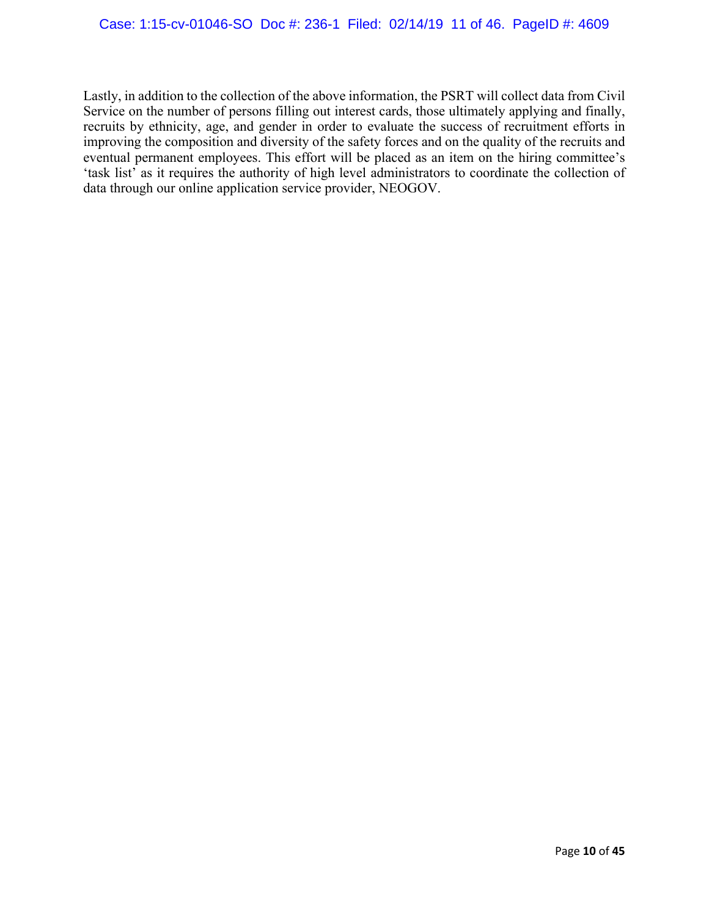Lastly, in addition to the collection of the above information, the PSRT will collect data from Civil Service on the number of persons filling out interest cards, those ultimately applying and finally, recruits by ethnicity, age, and gender in order to evaluate the success of recruitment efforts in improving the composition and diversity of the safety forces and on the quality of the recruits and eventual permanent employees. This effort will be placed as an item on the hiring committee's 'task list' as it requires the authority of high level administrators to coordinate the collection of data through our online application service provider, NEOGOV.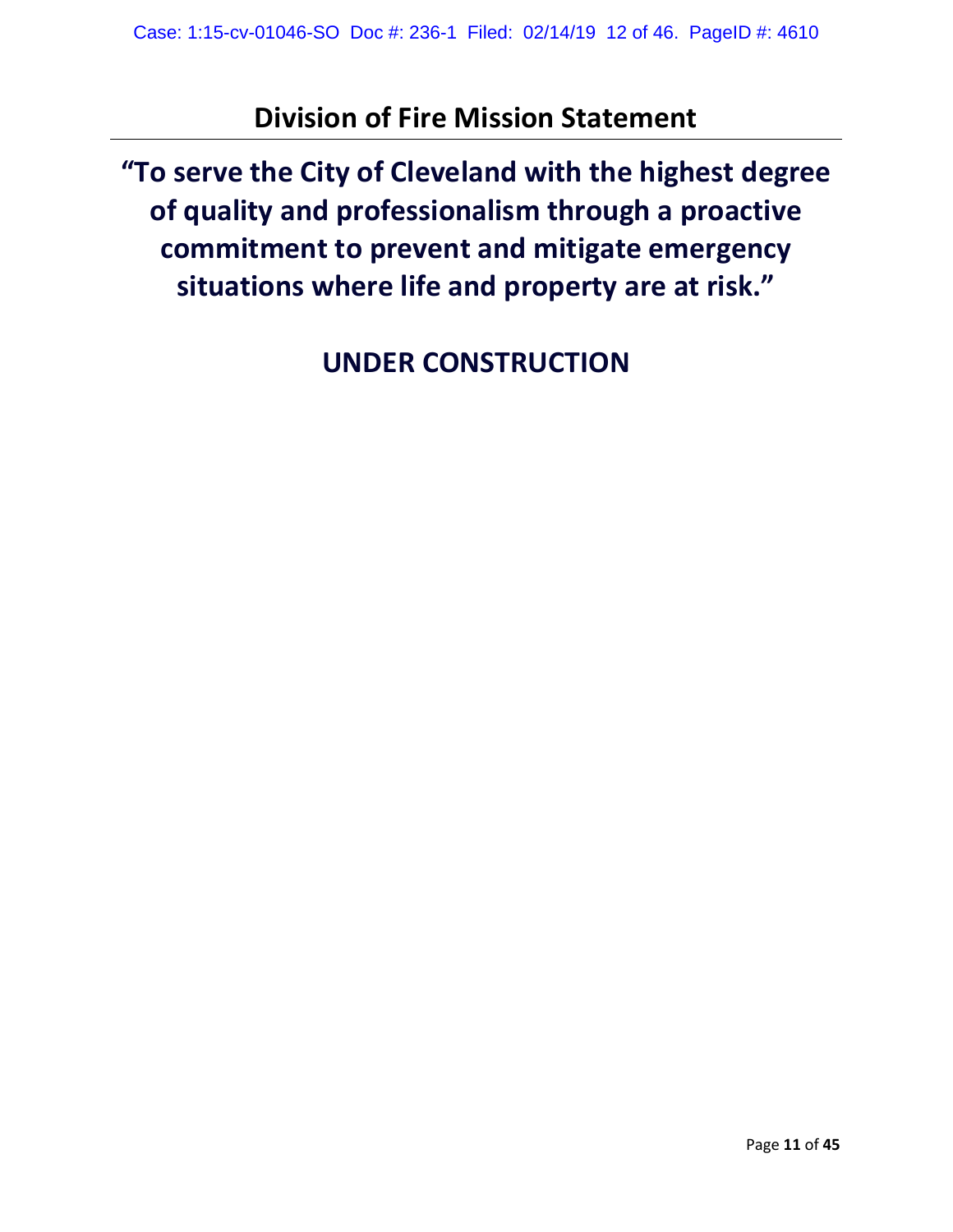## Division of Fire Mission Statement

**"To serve the City of Cleveland with the highest degree of quality and professionalism through a proactive commitment to prevent and mitigate emergency situations where life and property are at risk."**

**UNDER CONSTRUCTION**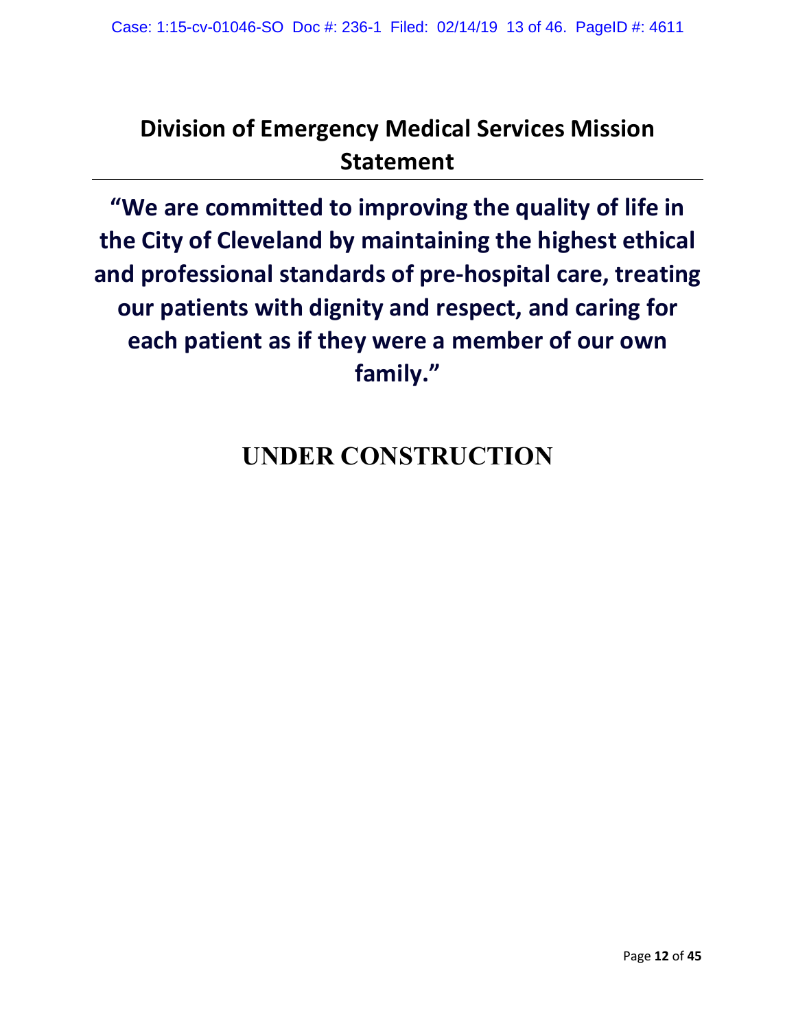# Division of Emergency Medical Services Mission Statement

**"We are committed to improving the quality of life in the City of Cleveland by maintaining the highest ethical and professional standards of pre-hospital care, treating our patients with dignity and respect, and caring for each patient as if they were a member of our own family."**

## UNDER CONSTRUCTION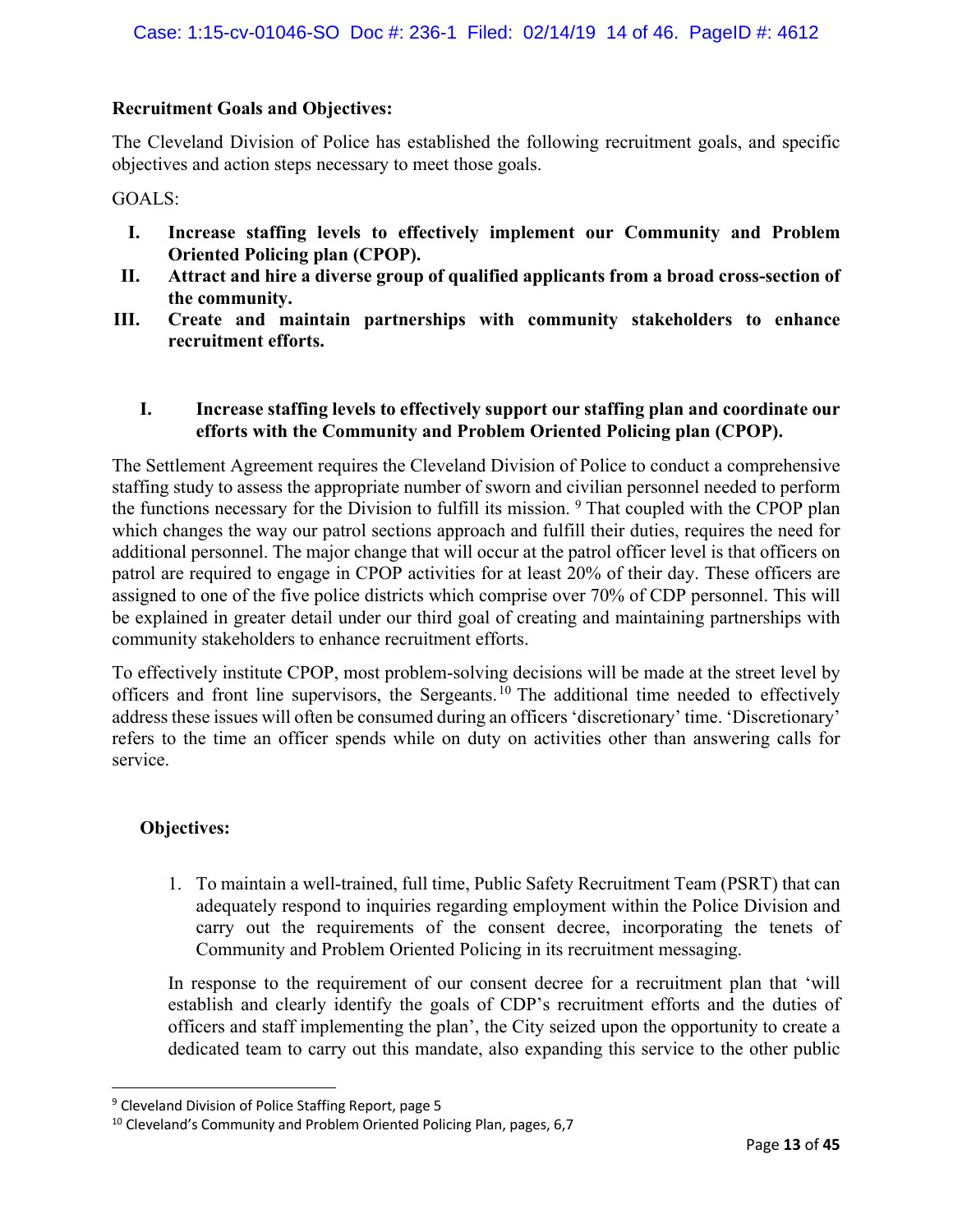**Recruitment Goals and Objectives:**

The Cleveland Division of Police has established the following recruitment goals, and specific objectives and action steps necessary to meet those goals.

GOALS:

I. **Increase staffing levels to effectively implement our Community and Problem Oriented Policing plan (CPOP).**
II. **Attract and hire a diverse group of qualified applicants from a broad cross-section of the community.**
III. **Create and maintain partnerships with community stakeholders to enhance recruitment efforts.**

**I. Increase staffing levels to effectively support our staffing plan and coordinate our efforts with the Community and Problem Oriented Policing plan (CPOP).**

The Settlement Agreement requires the Cleveland Division of Police to conduct a comprehensive staffing study to assess the appropriate number of sworn and civilian personnel needed to perform the functions necessary for the Division to fulfill its mission. [9] That coupled with the CPOP plan which changes the way our patrol sections approach and fulfill their duties, requires the need for additional personnel. The major change that will occur at the patrol officer level is that officers on patrol are required to engage in CPOP activities for at least 20% of their day. These officers are assigned to one of the five police districts which comprise over 70% of CDP personnel. This will be explained in greater detail under our third goal of creating and maintaining partnerships with community stakeholders to enhance recruitment efforts.

To effectively institute CPOP, most problem-solving decisions will be made at the street level by officers and front line supervisors, the Sergeants. [10] The additional time needed to effectively address these issues will often be consumed during an officers 'discretionary' time. 'Discretionary' refers to the time an officer spends while on duty on activities other than answering calls for service.

**Objectives:**

1. To maintain a well-trained, full time, Public Safety Recruitment Team (PSRT) that can adequately respond to inquiries regarding employment within the Police Division and carry out the requirements of the consent decree, incorporating the tenets of Community and Problem Oriented Policing in its recruitment messaging.

In response to the requirement of our consent decree for a recruitment plan that 'will establish and clearly identify the goals of CDP's recruitment efforts and the duties of officers and staff implementing the plan', the City seized upon the opportunity to create a dedicated team to carry out this mandate, also expanding this service to the other public

[9] Cleveland Division of Police Staffing Report, page 5

[10] Cleveland's Community and Problem Oriented Policing Plan, pages, 6,7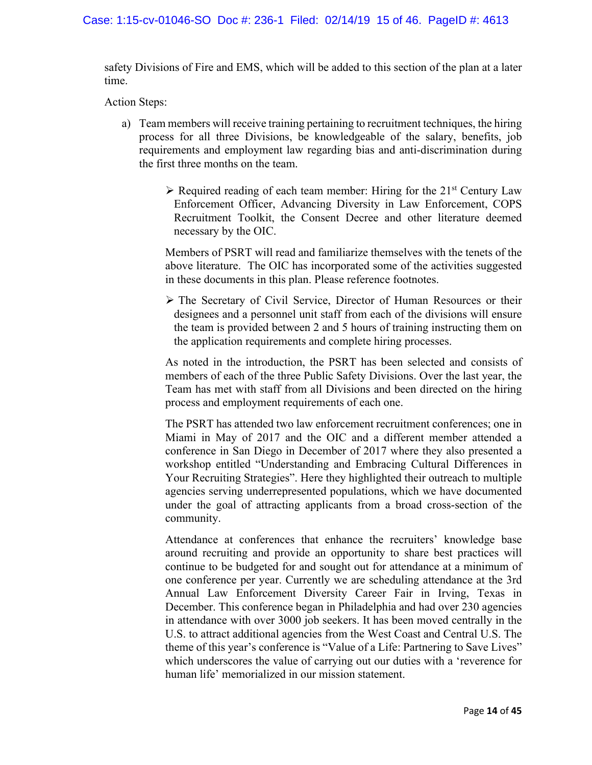safety Divisions of Fire and EMS, which will be added to this section of the plan at a later time.

Action Steps:

a) Team members will receive training pertaining to recruitment techniques, the hiring process for all three Divisions, be knowledgeable of the salary, benefits, job requirements and employment law regarding bias and anti-discrimination during the first three months on the team.

   - Required reading of each team member: Hiring for the 21st Century Law Enforcement Officer, Advancing Diversity in Law Enforcement, COPS Recruitment Toolkit, the Consent Decree and other literature deemed necessary by the OIC.

   Members of PSRT will read and familiarize themselves with the tenets of the above literature. The OIC has incorporated some of the activities suggested in these documents in this plan. Please reference footnotes.

   - The Secretary of Civil Service, Director of Human Resources or their designees and a personnel unit staff from each of the divisions will ensure the team is provided between 2 and 5 hours of training instructing them on the application requirements and complete hiring processes.

   As noted in the introduction, the PSRT has been selected and consists of members of each of the three Public Safety Divisions. Over the last year, the Team has met with staff from all Divisions and been directed on the hiring process and employment requirements of each one.

   The PSRT has attended two law enforcement recruitment conferences; one in Miami in May of 2017 and the OIC and a different member attended a conference in San Diego in December of 2017 where they also presented a workshop entitled "Understanding and Embracing Cultural Differences in Your Recruiting Strategies". Here they highlighted their outreach to multiple agencies serving underrepresented populations, which we have documented under the goal of attracting applicants from a broad cross-section of the community.

   Attendance at conferences that enhance the recruiters' knowledge base around recruiting and provide an opportunity to share best practices will continue to be budgeted for and sought out for attendance at a minimum of one conference per year. Currently we are scheduling attendance at the 3rd Annual Law Enforcement Diversity Career Fair in Irving, Texas in December. This conference began in Philadelphia and had over 230 agencies in attendance with over 3000 job seekers. It has been moved centrally in the U.S. to attract additional agencies from the West Coast and Central U.S. The theme of this year's conference is "Value of a Life: Partnering to Save Lives" which underscores the value of carrying out our duties with a 'reverence for human life' memorialized in our mission statement.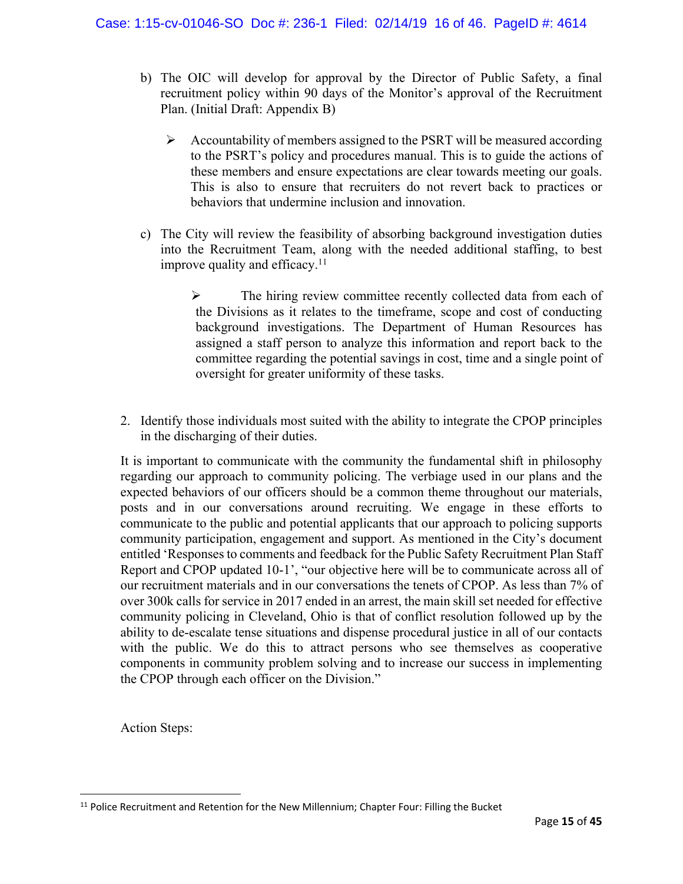b) The OIC will develop for approval by the Director of Public Safety, a final recruitment policy within 90 days of the Monitor's approval of the Recruitment Plan. (Initial Draft: Appendix B)

   - Accountability of members assigned to the PSRT will be measured according to the PSRT's policy and procedures manual. This is to guide the actions of these members and ensure expectations are clear towards meeting our goals. This is also to ensure that recruiters do not revert back to practices or behaviors that undermine inclusion and innovation.

c) The City will review the feasibility of absorbing background investigation duties into the Recruitment Team, along with the needed additional staffing, to best improve quality and efficacy.[11]

   - The hiring review committee recently collected data from each of the Divisions as it relates to the timeframe, scope and cost of conducting background investigations. The Department of Human Resources has assigned a staff person to analyze this information and report back to the committee regarding the potential savings in cost, time and a single point of oversight for greater uniformity of these tasks.

2. Identify those individuals most suited with the ability to integrate the CPOP principles in the discharging of their duties.

It is important to communicate with the community the fundamental shift in philosophy regarding our approach to community policing. The verbiage used in our plans and the expected behaviors of our officers should be a common theme throughout our materials, posts and in our conversations around recruiting. We engage in these efforts to communicate to the public and potential applicants that our approach to policing supports community participation, engagement and support. As mentioned in the City's document entitled 'Responses to comments and feedback for the Public Safety Recruitment Plan Staff Report and CPOP updated 10-1', "our objective here will be to communicate across all of our recruitment materials and in our conversations the tenets of CPOP. As less than 7% of over 300k calls for service in 2017 ended in an arrest, the main skill set needed for effective community policing in Cleveland, Ohio is that of conflict resolution followed up by the ability to de-escalate tense situations and dispense procedural justice in all of our contacts with the public. We do this to attract persons who see themselves as cooperative components in community problem solving and to increase our success in implementing the CPOP through each officer on the Division."

Action Steps:

[11] Police Recruitment and Retention for the New Millennium; Chapter Four: Filling the Bucket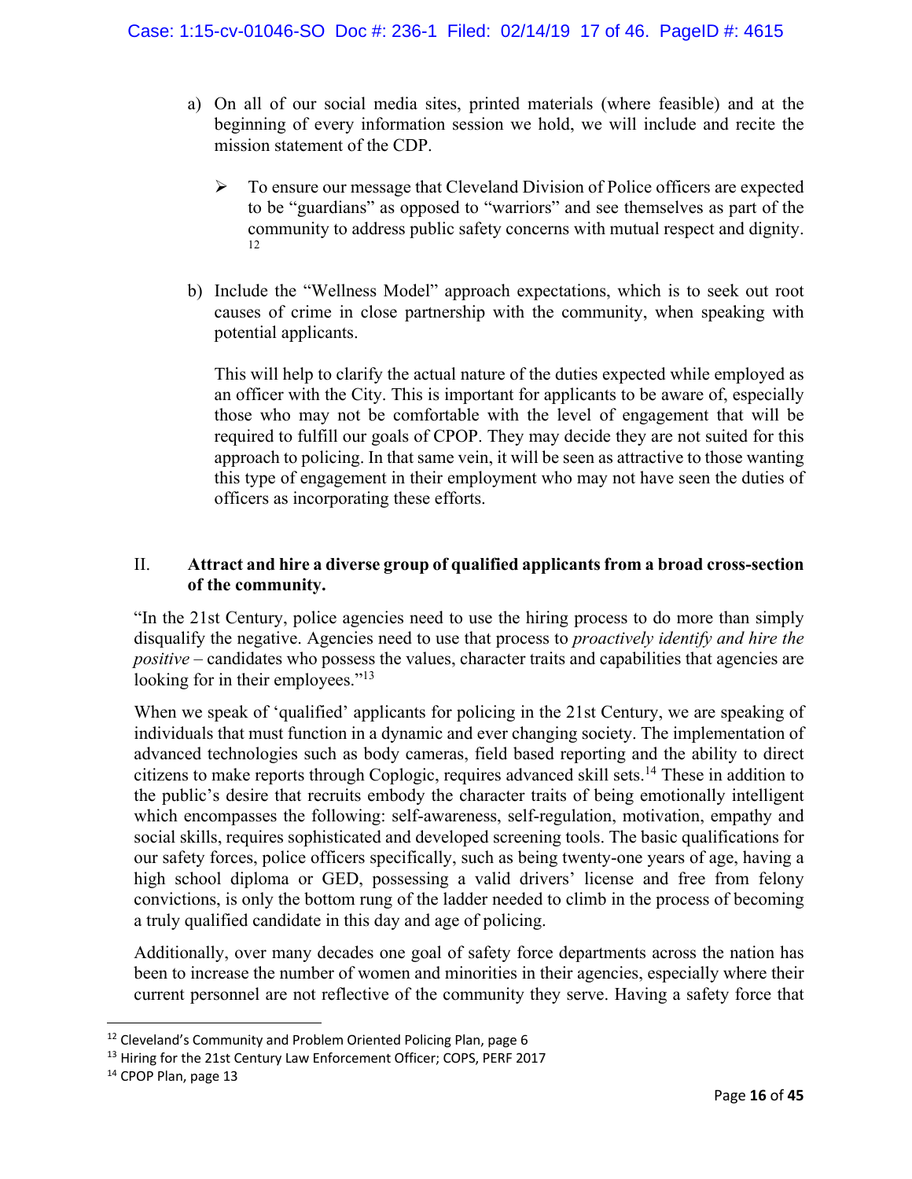a) On all of our social media sites, printed materials (where feasible) and at the beginning of every information session we hold, we will include and recite the mission statement of the CDP.

   - To ensure our message that Cleveland Division of Police officers are expected to be "guardians" as opposed to "warriors" and see themselves as part of the community to address public safety concerns with mutual respect and dignity.[12]

b) Include the "Wellness Model" approach expectations, which is to seek out root causes of crime in close partnership with the community, when speaking with potential applicants.

   This will help to clarify the actual nature of the duties expected while employed as an officer with the City. This is important for applicants to be aware of, especially those who may not be comfortable with the level of engagement that will be required to fulfill our goals of CPOP. They may decide they are not suited for this approach to policing. In that same vein, it will be seen as attractive to those wanting this type of engagement in their employment who may not have seen the duties of officers as incorporating these efforts.

## II. **Attract and hire a diverse group of qualified applicants from a broad cross-section of the community.**

"In the 21st Century, police agencies need to use the hiring process to do more than simply disqualify the negative. Agencies need to use that process to *proactively identify and hire the positive* – candidates who possess the values, character traits and capabilities that agencies are looking for in their employees."[13]

When we speak of 'qualified' applicants for policing in the 21st Century, we are speaking of individuals that must function in a dynamic and ever changing society. The implementation of advanced technologies such as body cameras, field based reporting and the ability to direct citizens to make reports through Coplogic, requires advanced skill sets.[14] These in addition to the public's desire that recruits embody the character traits of being emotionally intelligent which encompasses the following: self-awareness, self-regulation, motivation, empathy and social skills, requires sophisticated and developed screening tools. The basic qualifications for our safety forces, police officers specifically, such as being twenty-one years of age, having a high school diploma or GED, possessing a valid drivers' license and free from felony convictions, is only the bottom rung of the ladder needed to climb in the process of becoming a truly qualified candidate in this day and age of policing.

Additionally, over many decades one goal of safety force departments across the nation has been to increase the number of women and minorities in their agencies, especially where their current personnel are not reflective of the community they serve. Having a safety force that

---

[12] Cleveland's Community and Problem Oriented Policing Plan, page 6

[13] Hiring for the 21st Century Law Enforcement Officer; COPS, PERF 2017

[14] CPOP Plan, page 13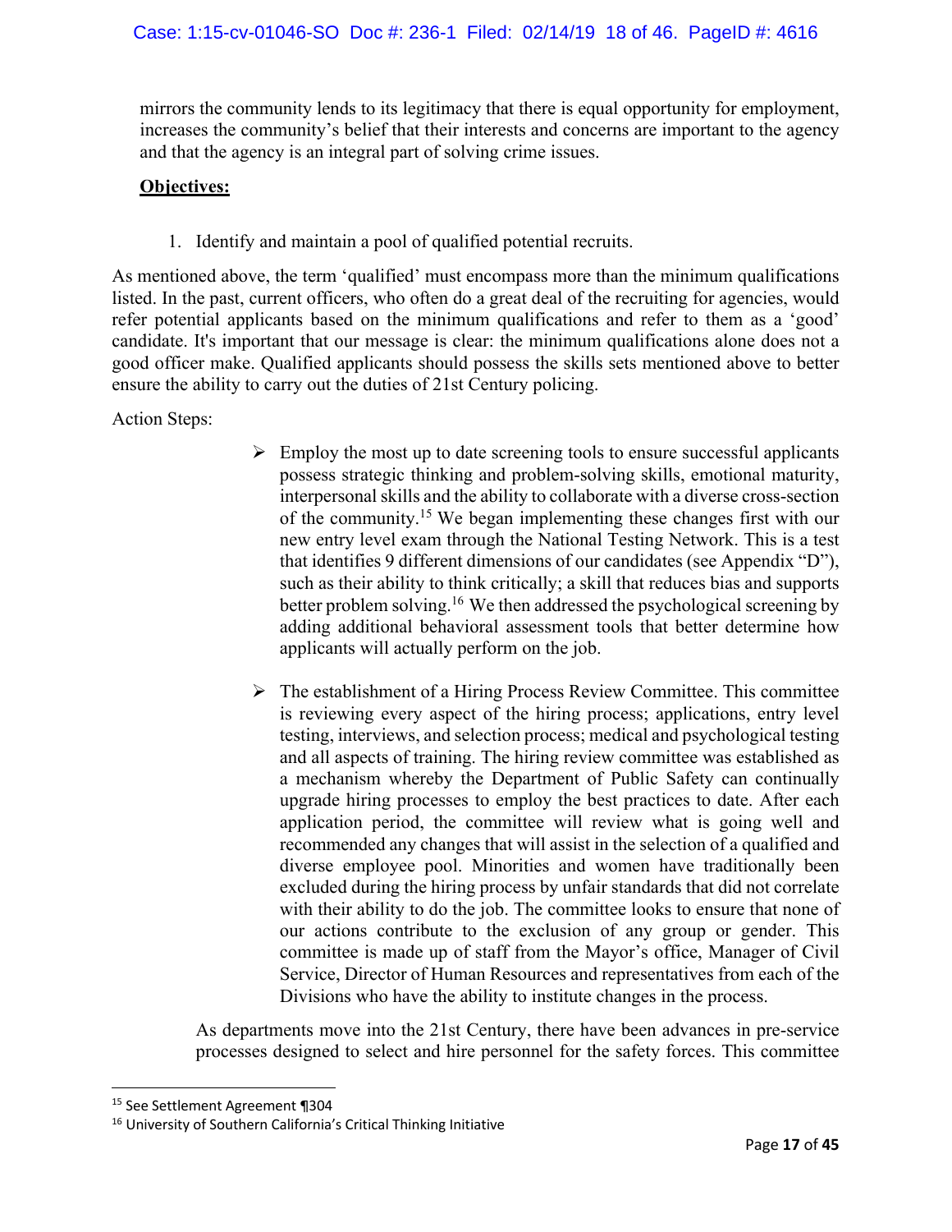mirrors the community lends to its legitimacy that there is equal opportunity for employment, increases the community's belief that their interests and concerns are important to the agency and that the agency is an integral part of solving crime issues.

**Objectives:**

1. Identify and maintain a pool of qualified potential recruits.

As mentioned above, the term 'qualified' must encompass more than the minimum qualifications listed. In the past, current officers, who often do a great deal of the recruiting for agencies, would refer potential applicants based on the minimum qualifications and refer to them as a 'good' candidate. It's important that our message is clear: the minimum qualifications alone does not a good officer make. Qualified applicants should possess the skills sets mentioned above to better ensure the ability to carry out the duties of 21st Century policing.

Action Steps:

- Employ the most up to date screening tools to ensure successful applicants possess strategic thinking and problem-solving skills, emotional maturity, interpersonal skills and the ability to collaborate with a diverse cross-section of the community.[15] We began implementing these changes first with our new entry level exam through the National Testing Network. This is a test that identifies 9 different dimensions of our candidates (see Appendix "D"), such as their ability to think critically; a skill that reduces bias and supports better problem solving.[16] We then addressed the psychological screening by adding additional behavioral assessment tools that better determine how applicants will actually perform on the job.

- The establishment of a Hiring Process Review Committee. This committee is reviewing every aspect of the hiring process; applications, entry level testing, interviews, and selection process; medical and psychological testing and all aspects of training. The hiring review committee was established as a mechanism whereby the Department of Public Safety can continually upgrade hiring processes to employ the best practices to date. After each application period, the committee will review what is going well and recommended any changes that will assist in the selection of a qualified and diverse employee pool. Minorities and women have traditionally been excluded during the hiring process by unfair standards that did not correlate with their ability to do the job. The committee looks to ensure that none of our actions contribute to the exclusion of any group or gender. This committee is made up of staff from the Mayor's office, Manager of Civil Service, Director of Human Resources and representatives from each of the Divisions who have the ability to institute changes in the process.

As departments move into the 21st Century, there have been advances in pre-service processes designed to select and hire personnel for the safety forces. This committee

[15] See Settlement Agreement ¶304

[16] University of Southern California's Critical Thinking Initiative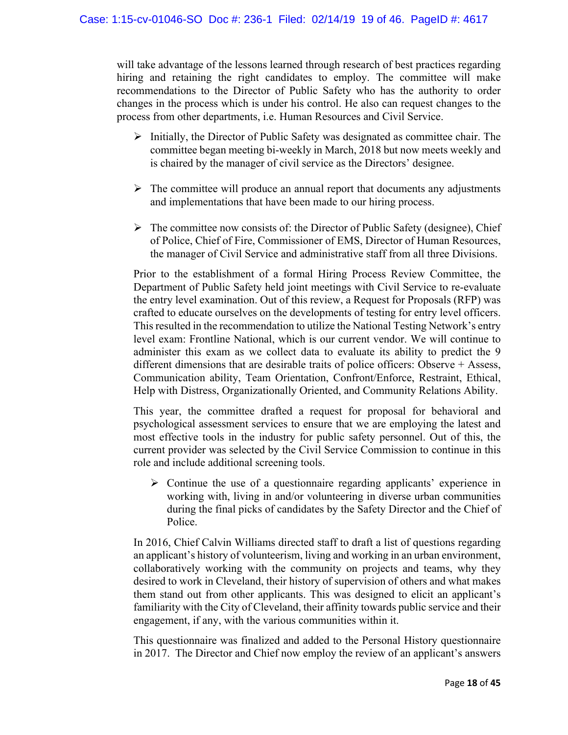will take advantage of the lessons learned through research of best practices regarding hiring and retaining the right candidates to employ. The committee will make recommendations to the Director of Public Safety who has the authority to order changes in the process which is under his control. He also can request changes to the process from other departments, i.e. Human Resources and Civil Service.

- Initially, the Director of Public Safety was designated as committee chair. The committee began meeting bi-weekly in March, 2018 but now meets weekly and is chaired by the manager of civil service as the Directors' designee.

- The committee will produce an annual report that documents any adjustments and implementations that have been made to our hiring process.

- The committee now consists of: the Director of Public Safety (designee), Chief of Police, Chief of Fire, Commissioner of EMS, Director of Human Resources, the manager of Civil Service and administrative staff from all three Divisions.

Prior to the establishment of a formal Hiring Process Review Committee, the Department of Public Safety held joint meetings with Civil Service to re-evaluate the entry level examination. Out of this review, a Request for Proposals (RFP) was crafted to educate ourselves on the developments of testing for entry level officers. This resulted in the recommendation to utilize the National Testing Network's entry level exam: Frontline National, which is our current vendor. We will continue to administer this exam as we collect data to evaluate its ability to predict the 9 different dimensions that are desirable traits of police officers: Observe + Assess, Communication ability, Team Orientation, Confront/Enforce, Restraint, Ethical, Help with Distress, Organizationally Oriented, and Community Relations Ability.

This year, the committee drafted a request for proposal for behavioral and psychological assessment services to ensure that we are employing the latest and most effective tools in the industry for public safety personnel. Out of this, the current provider was selected by the Civil Service Commission to continue in this role and include additional screening tools.

- Continue the use of a questionnaire regarding applicants' experience in working with, living in and/or volunteering in diverse urban communities during the final picks of candidates by the Safety Director and the Chief of Police.

In 2016, Chief Calvin Williams directed staff to draft a list of questions regarding an applicant's history of volunteerism, living and working in an urban environment, collaboratively working with the community on projects and teams, why they desired to work in Cleveland, their history of supervision of others and what makes them stand out from other applicants. This was designed to elicit an applicant's familiarity with the City of Cleveland, their affinity towards public service and their engagement, if any, with the various communities within it.

This questionnaire was finalized and added to the Personal History questionnaire in 2017. The Director and Chief now employ the review of an applicant's answers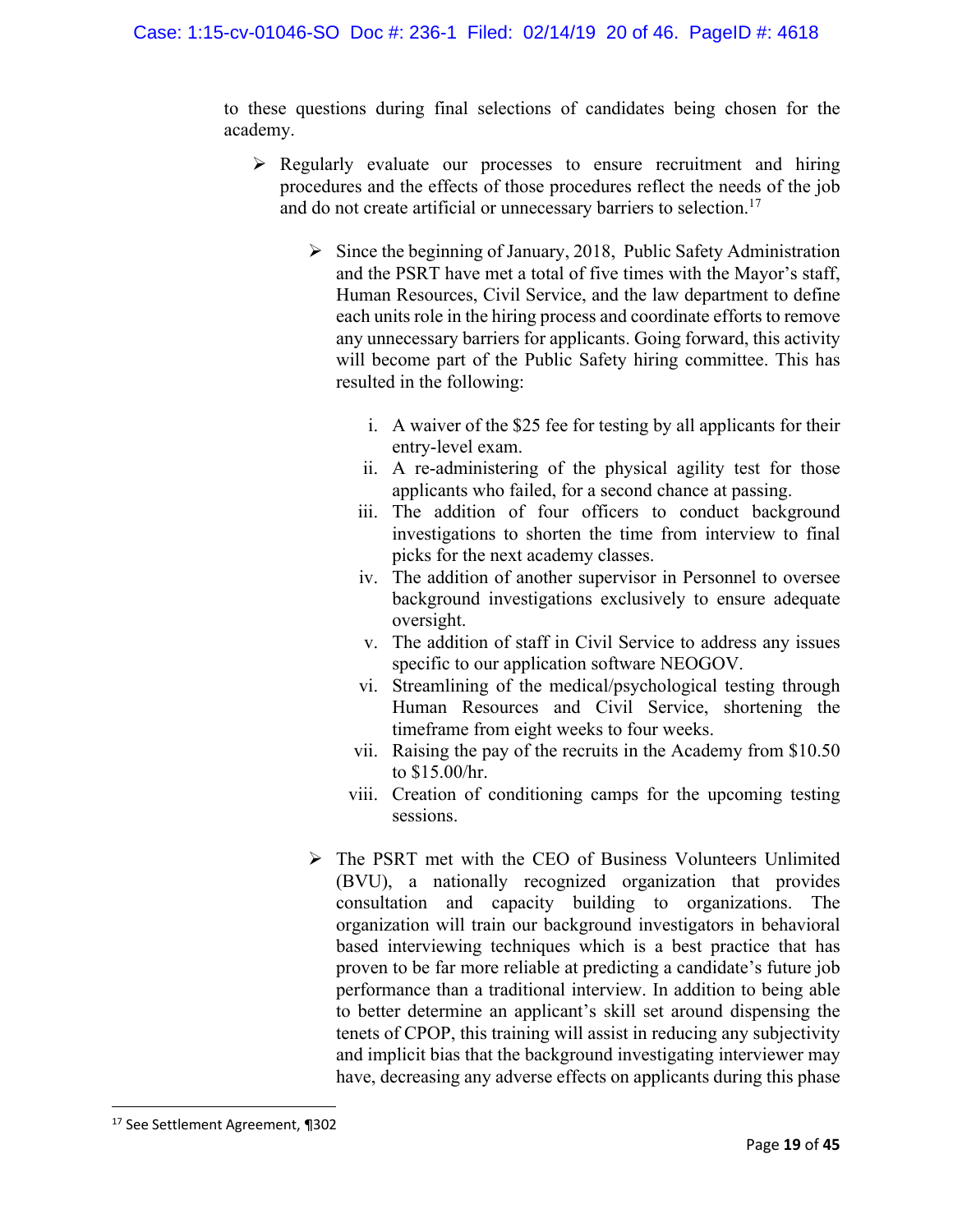to these questions during final selections of candidates being chosen for the academy.

- Regularly evaluate our processes to ensure recruitment and hiring procedures and the effects of those procedures reflect the needs of the job and do not create artificial or unnecessary barriers to selection.[17]

  - Since the beginning of January, 2018, Public Safety Administration and the PSRT have met a total of five times with the Mayor's staff, Human Resources, Civil Service, and the law department to define each units role in the hiring process and coordinate efforts to remove any unnecessary barriers for applicants. Going forward, this activity will become part of the Public Safety hiring committee. This has resulted in the following:

    i. A waiver of the $25 fee for testing by all applicants for their entry-level exam.
    ii. A re-administering of the physical agility test for those applicants who failed, for a second chance at passing.
    iii. The addition of four officers to conduct background investigations to shorten the time from interview to final picks for the next academy classes.
    iv. The addition of another supervisor in Personnel to oversee background investigations exclusively to ensure adequate oversight.
    v. The addition of staff in Civil Service to address any issues specific to our application software NEOGOV.
    vi. Streamlining of the medical/psychological testing through Human Resources and Civil Service, shortening the timeframe from eight weeks to four weeks.
    vii. Raising the pay of the recruits in the Academy from $10.50 to $15.00/hr.
    viii. Creation of conditioning camps for the upcoming testing sessions.

  - The PSRT met with the CEO of Business Volunteers Unlimited (BVU), a nationally recognized organization that provides consultation and capacity building to organizations. The organization will train our background investigators in behavioral based interviewing techniques which is a best practice that has proven to be far more reliable at predicting a candidate's future job performance than a traditional interview. In addition to being able to better determine an applicant's skill set around dispensing the tenets of CPOP, this training will assist in reducing any subjectivity and implicit bias that the background investigating interviewer may have, decreasing any adverse effects on applicants during this phase

---

[17] See Settlement Agreement, ¶302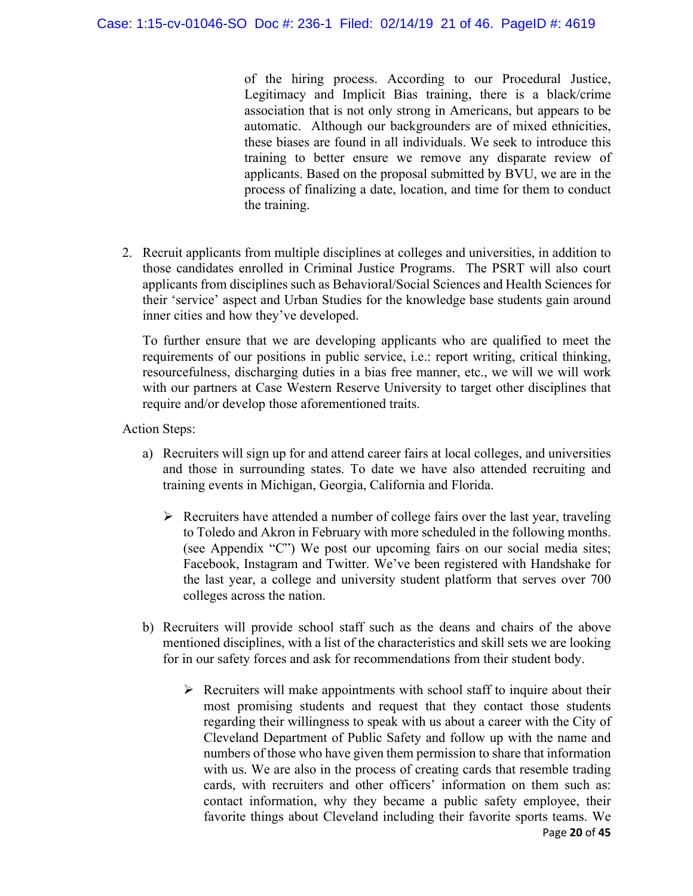of the hiring process. According to our Procedural Justice, Legitimacy and Implicit Bias training, there is a black/crime association that is not only strong in Americans, but appears to be automatic. Although our backgrounders are of mixed ethnicities, these biases are found in all individuals. We seek to introduce this training to better ensure we remove any disparate review of applicants. Based on the proposal submitted by BVU, we are in the process of finalizing a date, location, and time for them to conduct the training.

2. Recruit applicants from multiple disciplines at colleges and universities, in addition to those candidates enrolled in Criminal Justice Programs. The PSRT will also court applicants from disciplines such as Behavioral/Social Sciences and Health Sciences for their 'service' aspect and Urban Studies for the knowledge base students gain around inner cities and how they've developed.

   To further ensure that we are developing applicants who are qualified to meet the requirements of our positions in public service, i.e.: report writing, critical thinking, resourcefulness, discharging duties in a bias free manner, etc., we will we will work with our partners at Case Western Reserve University to target other disciplines that require and/or develop those aforementioned traits.

Action Steps:

a) Recruiters will sign up for and attend career fairs at local colleges, and universities and those in surrounding states. To date we have also attended recruiting and training events in Michigan, Georgia, California and Florida.

   - Recruiters have attended a number of college fairs over the last year, traveling to Toledo and Akron in February with more scheduled in the following months. (see Appendix "C") We post our upcoming fairs on our social media sites; Facebook, Instagram and Twitter. We've been registered with Handshake for the last year, a college and university student platform that serves over 700 colleges across the nation.

b) Recruiters will provide school staff such as the deans and chairs of the above mentioned disciplines, with a list of the characteristics and skill sets we are looking for in our safety forces and ask for recommendations from their student body.

   - Recruiters will make appointments with school staff to inquire about their most promising students and request that they contact those students regarding their willingness to speak with us about a career with the City of Cleveland Department of Public Safety and follow up with the name and numbers of those who have given them permission to share that information with us. We are also in the process of creating cards that resemble trading cards, with recruiters and other officers' information on them such as: contact information, why they became a public safety employee, their favorite things about Cleveland including their favorite sports teams. We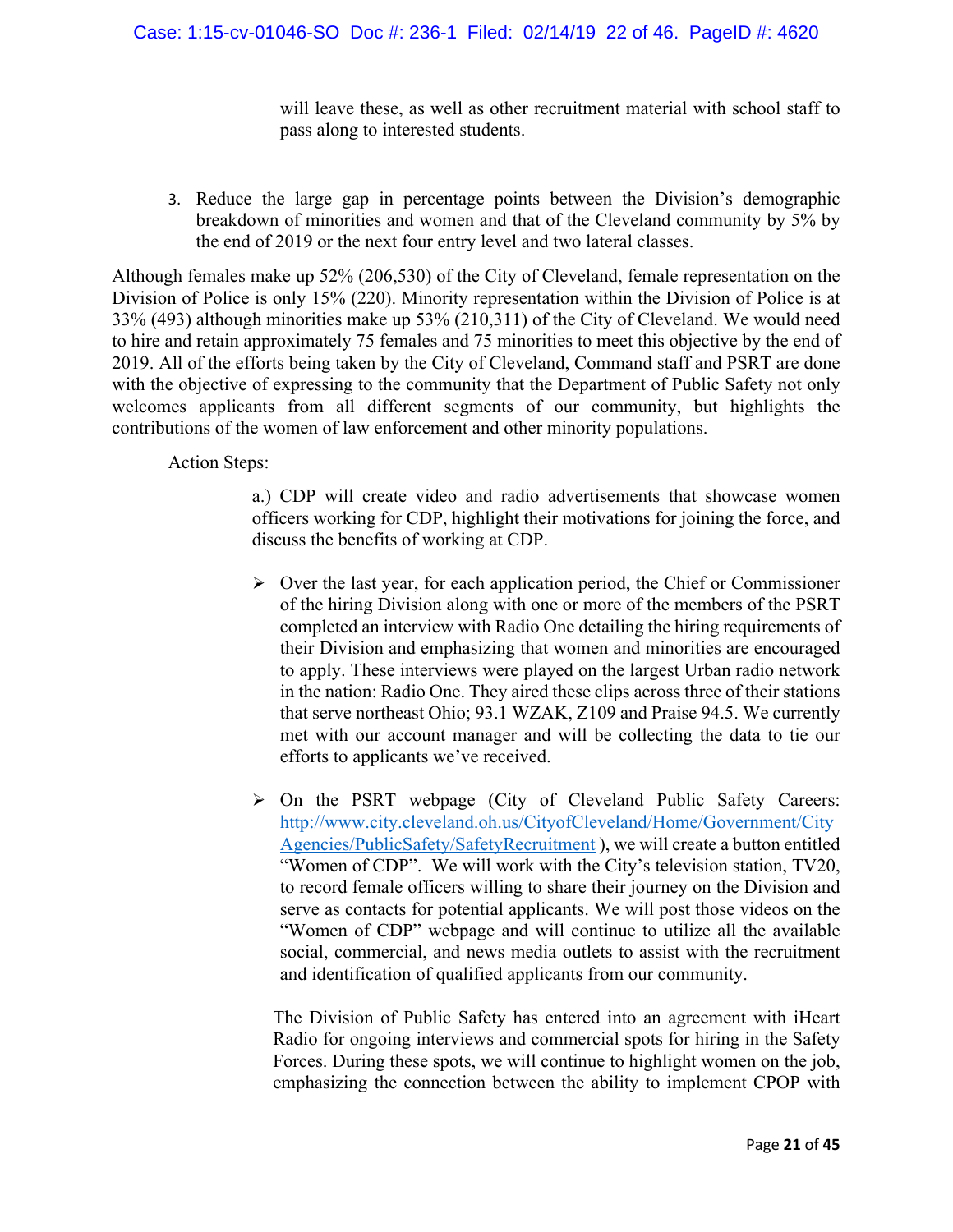will leave these, as well as other recruitment material with school staff to pass along to interested students.

3. Reduce the large gap in percentage points between the Division's demographic breakdown of minorities and women and that of the Cleveland community by 5% by the end of 2019 or the next four entry level and two lateral classes.

Although females make up 52% (206,530) of the City of Cleveland, female representation on the Division of Police is only 15% (220). Minority representation within the Division of Police is at 33% (493) although minorities make up 53% (210,311) of the City of Cleveland. We would need to hire and retain approximately 75 females and 75 minorities to meet this objective by the end of 2019. All of the efforts being taken by the City of Cleveland, Command staff and PSRT are done with the objective of expressing to the community that the Department of Public Safety not only welcomes applicants from all different segments of our community, but highlights the contributions of the women of law enforcement and other minority populations.

Action Steps:

a.) CDP will create video and radio advertisements that showcase women officers working for CDP, highlight their motivations for joining the force, and discuss the benefits of working at CDP.

- Over the last year, for each application period, the Chief or Commissioner of the hiring Division along with one or more of the members of the PSRT completed an interview with Radio One detailing the hiring requirements of their Division and emphasizing that women and minorities are encouraged to apply. These interviews were played on the largest Urban radio network in the nation: Radio One. They aired these clips across three of their stations that serve northeast Ohio; 93.1 WZAK, Z109 and Praise 94.5. We currently met with our account manager and will be collecting the data to tie our efforts to applicants we've received.

- On the PSRT webpage (City of Cleveland Public Safety Careers: http://www.city.cleveland.oh.us/CityofCleveland/Home/Government/CityAgencies/PublicSafety/SafetyRecruitment ), we will create a button entitled "Women of CDP". We will work with the City's television station, TV20, to record female officers willing to share their journey on the Division and serve as contacts for potential applicants. We will post those videos on the "Women of CDP" webpage and will continue to utilize all the available social, commercial, and news media outlets to assist with the recruitment and identification of qualified applicants from our community.

The Division of Public Safety has entered into an agreement with iHeart Radio for ongoing interviews and commercial spots for hiring in the Safety Forces. During these spots, we will continue to highlight women on the job, emphasizing the connection between the ability to implement CPOP with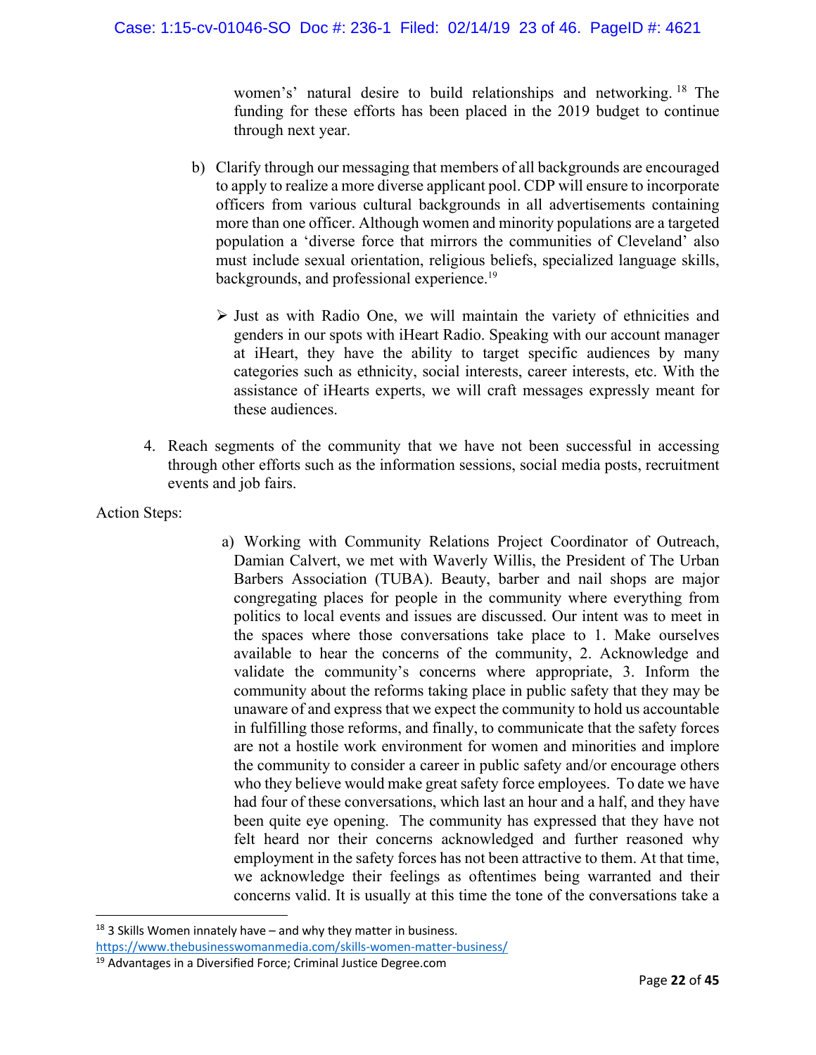women's' natural desire to build relationships and networking.[18] The funding for these efforts has been placed in the 2019 budget to continue through next year.

b) Clarify through our messaging that members of all backgrounds are encouraged to apply to realize a more diverse applicant pool. CDP will ensure to incorporate officers from various cultural backgrounds in all advertisements containing more than one officer. Although women and minority populations are a targeted population a 'diverse force that mirrors the communities of Cleveland' also must include sexual orientation, religious beliefs, specialized language skills, backgrounds, and professional experience.[19]

   - Just as with Radio One, we will maintain the variety of ethnicities and genders in our spots with iHeart Radio. Speaking with our account manager at iHeart, they have the ability to target specific audiences by many categories such as ethnicity, social interests, career interests, etc. With the assistance of iHearts experts, we will craft messages expressly meant for these audiences.

4. Reach segments of the community that we have not been successful in accessing through other efforts such as the information sessions, social media posts, recruitment events and job fairs.

Action Steps:

a) Working with Community Relations Project Coordinator of Outreach, Damian Calvert, we met with Waverly Willis, the President of The Urban Barbers Association (TUBA). Beauty, barber and nail shops are major congregating places for people in the community where everything from politics to local events and issues are discussed. Our intent was to meet in the spaces where those conversations take place to 1. Make ourselves available to hear the concerns of the community, 2. Acknowledge and validate the community's concerns where appropriate, 3. Inform the community about the reforms taking place in public safety that they may be unaware of and express that we expect the community to hold us accountable in fulfilling those reforms, and finally, to communicate that the safety forces are not a hostile work environment for women and minorities and implore the community to consider a career in public safety and/or encourage others who they believe would make great safety force employees. To date we have had four of these conversations, which last an hour and a half, and they have been quite eye opening. The community has expressed that they have not felt heard nor their concerns acknowledged and further reasoned why employment in the safety forces has not been attractive to them. At that time, we acknowledge their feelings as oftentimes being warranted and their concerns valid. It is usually at this time the tone of the conversations take a

---

[18] 3 Skills Women innately have – and why they matter in business. https://www.thebusinesswomanmedia.com/skills-women-matter-business/

[19] Advantages in a Diversified Force; Criminal Justice Degree.com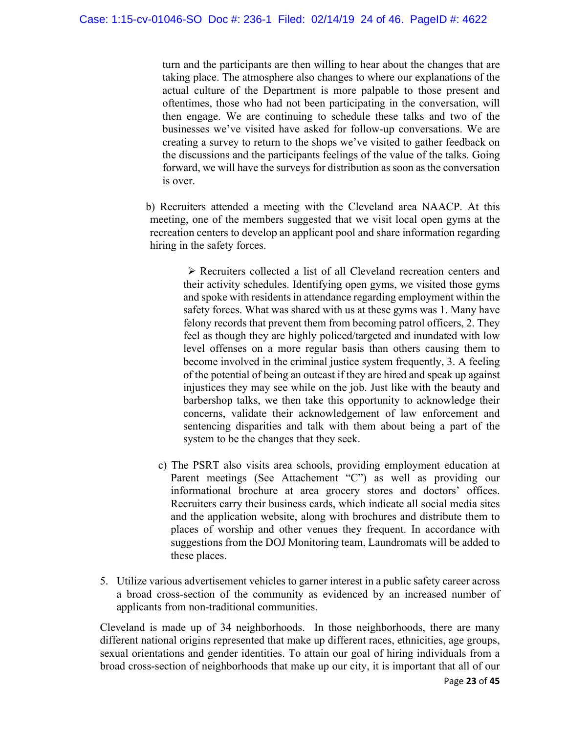turn and the participants are then willing to hear about the changes that are taking place. The atmosphere also changes to where our explanations of the actual culture of the Department is more palpable to those present and oftentimes, those who had not been participating in the conversation, will then engage. We are continuing to schedule these talks and two of the businesses we've visited have asked for follow-up conversations. We are creating a survey to return to the shops we've visited to gather feedback on the discussions and the participants feelings of the value of the talks. Going forward, we will have the surveys for distribution as soon as the conversation is over.

b) Recruiters attended a meeting with the Cleveland area NAACP. At this meeting, one of the members suggested that we visit local open gyms at the recreation centers to develop an applicant pool and share information regarding hiring in the safety forces.

> ➢ Recruiters collected a list of all Cleveland recreation centers and their activity schedules. Identifying open gyms, we visited those gyms and spoke with residents in attendance regarding employment within the safety forces. What was shared with us at these gyms was 1. Many have felony records that prevent them from becoming patrol officers, 2. They feel as though they are highly policed/targeted and inundated with low level offenses on a more regular basis than others causing them to become involved in the criminal justice system frequently, 3. A feeling of the potential of being an outcast if they are hired and speak up against injustices they may see while on the job. Just like with the beauty and barbershop talks, we then take this opportunity to acknowledge their concerns, validate their acknowledgement of law enforcement and sentencing disparities and talk with them about being a part of the system to be the changes that they seek.

c) The PSRT also visits area schools, providing employment education at Parent meetings (See Attachement "C") as well as providing our informational brochure at area grocery stores and doctors' offices. Recruiters carry their business cards, which indicate all social media sites and the application website, along with brochures and distribute them to places of worship and other venues they frequent. In accordance with suggestions from the DOJ Monitoring team, Laundromats will be added to these places.

5. Utilize various advertisement vehicles to garner interest in a public safety career across a broad cross-section of the community as evidenced by an increased number of applicants from non-traditional communities.

Cleveland is made up of 34 neighborhoods. In those neighborhoods, there are many different national origins represented that make up different races, ethnicities, age groups, sexual orientations and gender identities. To attain our goal of hiring individuals from a broad cross-section of neighborhoods that make up our city, it is important that all of our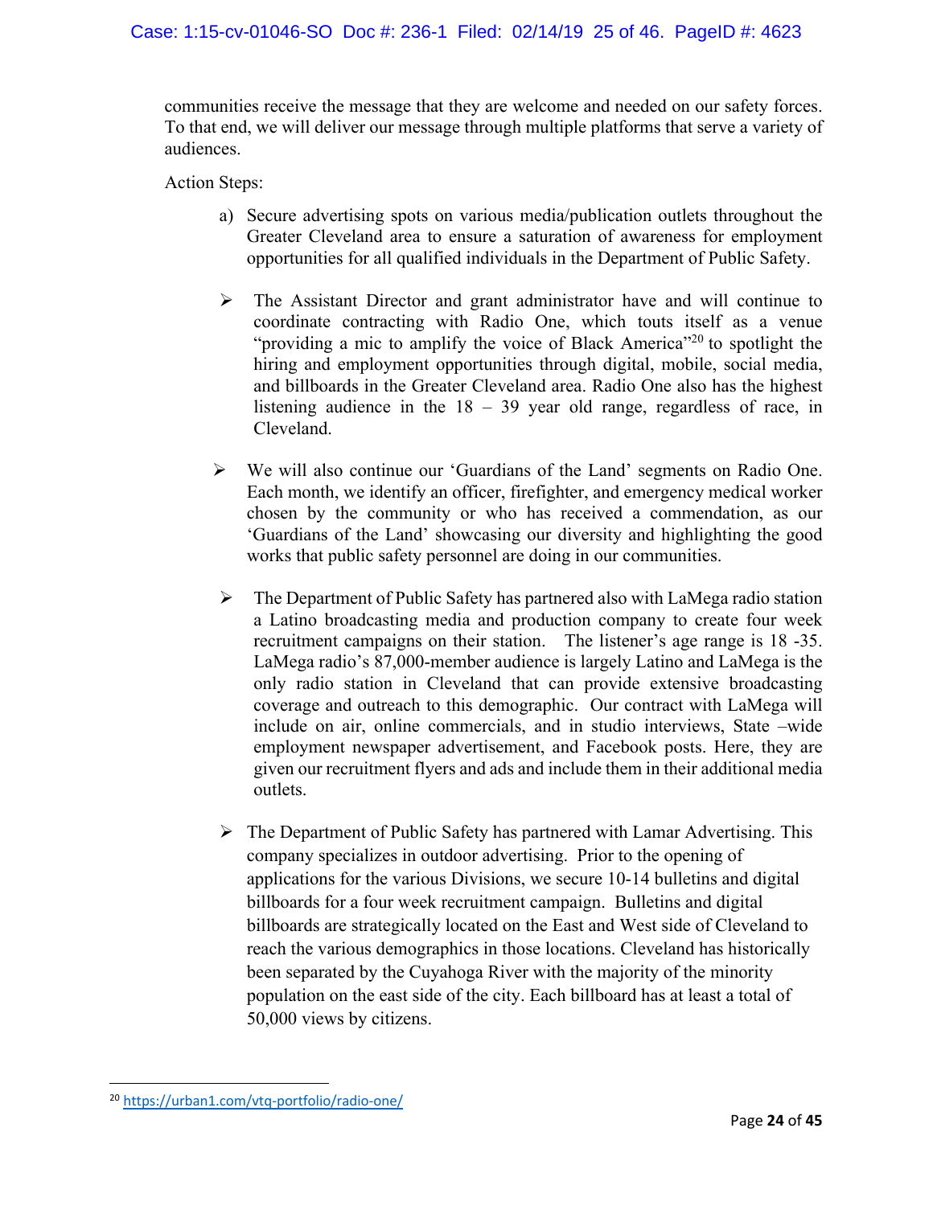communities receive the message that they are welcome and needed on our safety forces. To that end, we will deliver our message through multiple platforms that serve a variety of audiences.

Action Steps:

a) Secure advertising spots on various media/publication outlets throughout the Greater Cleveland area to ensure a saturation of awareness for employment opportunities for all qualified individuals in the Department of Public Safety.

- The Assistant Director and grant administrator have and will continue to coordinate contracting with Radio One, which touts itself as a venue "providing a mic to amplify the voice of Black America"[20] to spotlight the hiring and employment opportunities through digital, mobile, social media, and billboards in the Greater Cleveland area. Radio One also has the highest listening audience in the 18 – 39 year old range, regardless of race, in Cleveland.

- We will also continue our 'Guardians of the Land' segments on Radio One. Each month, we identify an officer, firefighter, and emergency medical worker chosen by the community or who has received a commendation, as our 'Guardians of the Land' showcasing our diversity and highlighting the good works that public safety personnel are doing in our communities.

- The Department of Public Safety has partnered also with LaMega radio station a Latino broadcasting media and production company to create four week recruitment campaigns on their station. The listener's age range is 18 -35. LaMega radio's 87,000-member audience is largely Latino and LaMega is the only radio station in Cleveland that can provide extensive broadcasting coverage and outreach to this demographic. Our contract with LaMega will include on air, online commercials, and in studio interviews, State –wide employment newspaper advertisement, and Facebook posts. Here, they are given our recruitment flyers and ads and include them in their additional media outlets.

- The Department of Public Safety has partnered with Lamar Advertising. This company specializes in outdoor advertising. Prior to the opening of applications for the various Divisions, we secure 10-14 bulletins and digital billboards for a four week recruitment campaign. Bulletins and digital billboards are strategically located on the East and West side of Cleveland to reach the various demographics in those locations. Cleveland has historically been separated by the Cuyahoga River with the majority of the minority population on the east side of the city. Each billboard has at least a total of 50,000 views by citizens.

---

[20] https://urban1.com/vtq-portfolio/radio-one/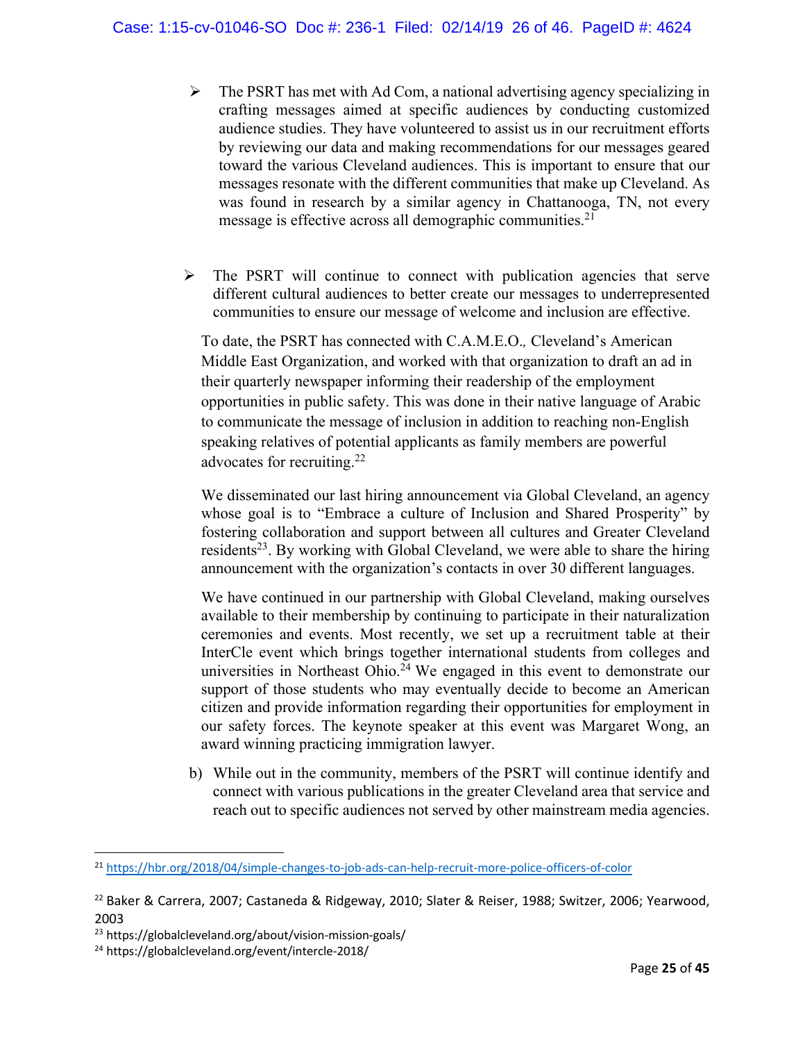- The PSRT has met with Ad Com, a national advertising agency specializing in crafting messages aimed at specific audiences by conducting customized audience studies. They have volunteered to assist us in our recruitment efforts by reviewing our data and making recommendations for our messages geared toward the various Cleveland audiences. This is important to ensure that our messages resonate with the different communities that make up Cleveland. As was found in research by a similar agency in Chattanooga, TN, not every message is effective across all demographic communities.[21]

- The PSRT will continue to connect with publication agencies that serve different cultural audiences to better create our messages to underrepresented communities to ensure our message of welcome and inclusion are effective.

  To date, the PSRT has connected with C.A.M.E.O., Cleveland's American Middle East Organization, and worked with that organization to draft an ad in their quarterly newspaper informing their readership of the employment opportunities in public safety. This was done in their native language of Arabic to communicate the message of inclusion in addition to reaching non-English speaking relatives of potential applicants as family members are powerful advocates for recruiting.[22]

  We disseminated our last hiring announcement via Global Cleveland, an agency whose goal is to "Embrace a culture of Inclusion and Shared Prosperity" by fostering collaboration and support between all cultures and Greater Cleveland residents[23]. By working with Global Cleveland, we were able to share the hiring announcement with the organization's contacts in over 30 different languages.

  We have continued in our partnership with Global Cleveland, making ourselves available to their membership by continuing to participate in their naturalization ceremonies and events. Most recently, we set up a recruitment table at their InterCle event which brings together international students from colleges and universities in Northeast Ohio.[24] We engaged in this event to demonstrate our support of those students who may eventually decide to become an American citizen and provide information regarding their opportunities for employment in our safety forces. The keynote speaker at this event was Margaret Wong, an award winning practicing immigration lawyer.

b) While out in the community, members of the PSRT will continue identify and connect with various publications in the greater Cleveland area that service and reach out to specific audiences not served by other mainstream media agencies.

---

[21] https://hbr.org/2018/04/simple-changes-to-job-ads-can-help-recruit-more-police-officers-of-color

[22] Baker & Carrera, 2007; Castaneda & Ridgeway, 2010; Slater & Reiser, 1988; Switzer, 2006; Yearwood, 2003

[23] https://globalcleveland.org/about/vision-mission-goals/

[24] https://globalcleveland.org/event/intercle-2018/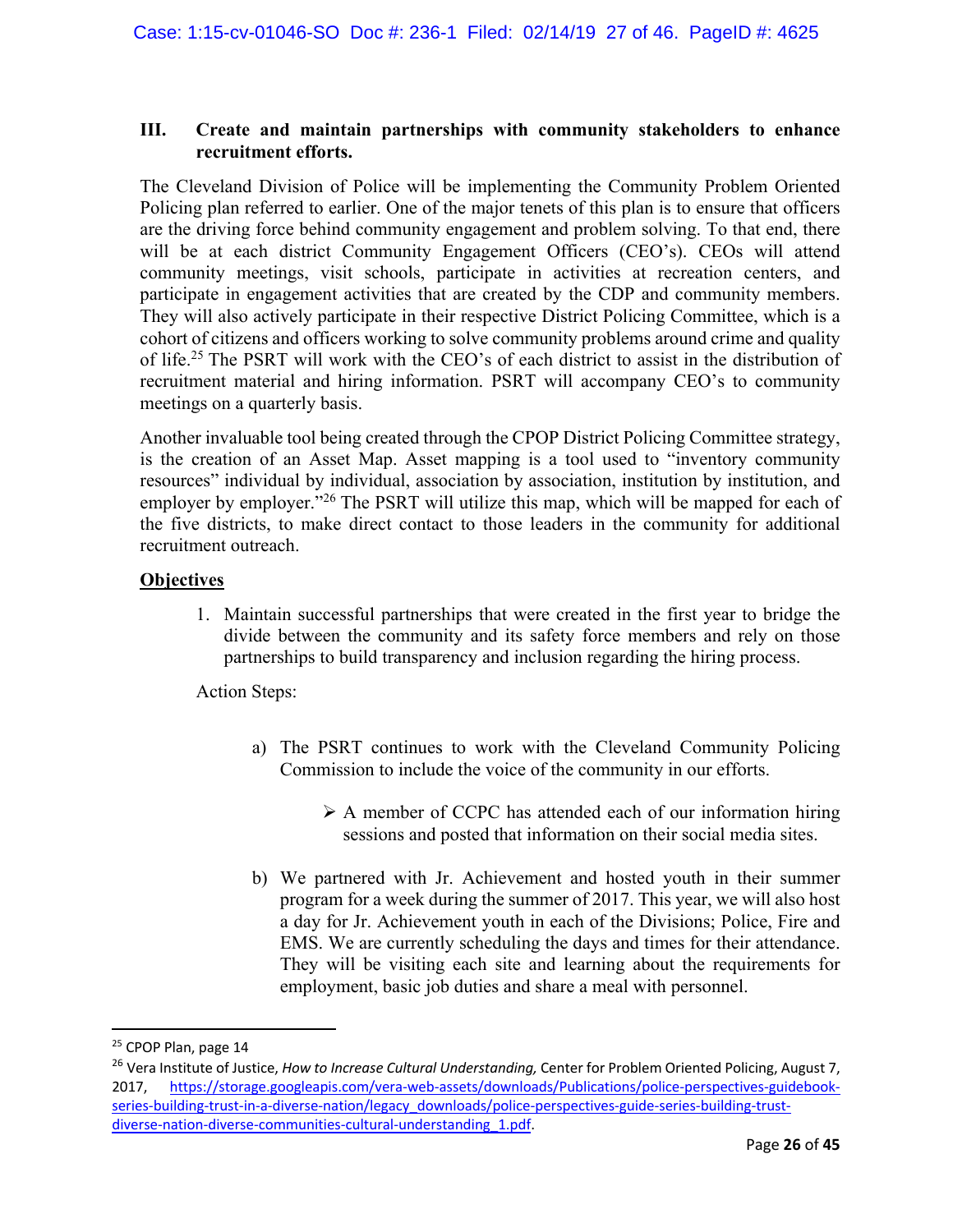### III. Create and maintain partnerships with community stakeholders to enhance recruitment efforts.

The Cleveland Division of Police will be implementing the Community Problem Oriented Policing plan referred to earlier. One of the major tenets of this plan is to ensure that officers are the driving force behind community engagement and problem solving. To that end, there will be at each district Community Engagement Officers (CEO's). CEOs will attend community meetings, visit schools, participate in activities at recreation centers, and participate in engagement activities that are created by the CDP and community members. They will also actively participate in their respective District Policing Committee, which is a cohort of citizens and officers working to solve community problems around crime and quality of life.[25] The PSRT will work with the CEO's of each district to assist in the distribution of recruitment material and hiring information. PSRT will accompany CEO's to community meetings on a quarterly basis.

Another invaluable tool being created through the CPOP District Policing Committee strategy, is the creation of an Asset Map. Asset mapping is a tool used to "inventory community resources" individual by individual, association by association, institution by institution, and employer by employer."[26] The PSRT will utilize this map, which will be mapped for each of the five districts, to make direct contact to those leaders in the community for additional recruitment outreach.

**Objectives**

1. Maintain successful partnerships that were created in the first year to bridge the divide between the community and its safety force members and rely on those partnerships to build transparency and inclusion regarding the hiring process.

Action Steps:

a) The PSRT continues to work with the Cleveland Community Policing Commission to include the voice of the community in our efforts.

- A member of CCPC has attended each of our information hiring sessions and posted that information on their social media sites.

b) We partnered with Jr. Achievement and hosted youth in their summer program for a week during the summer of 2017. This year, we will also host a day for Jr. Achievement youth in each of the Divisions; Police, Fire and EMS. We are currently scheduling the days and times for their attendance. They will be visiting each site and learning about the requirements for employment, basic job duties and share a meal with personnel.

---

[25] CPOP Plan, page 14

[26] Vera Institute of Justice, *How to Increase Cultural Understanding,* Center for Problem Oriented Policing, August 7, 2017, https://storage.googleapis.com/vera-web-assets/downloads/Publications/police-perspectives-guidebook-series-building-trust-in-a-diverse-nation/legacy_downloads/police-perspectives-guide-series-building-trust-diverse-nation-diverse-communities-cultural-understanding_1.pdf.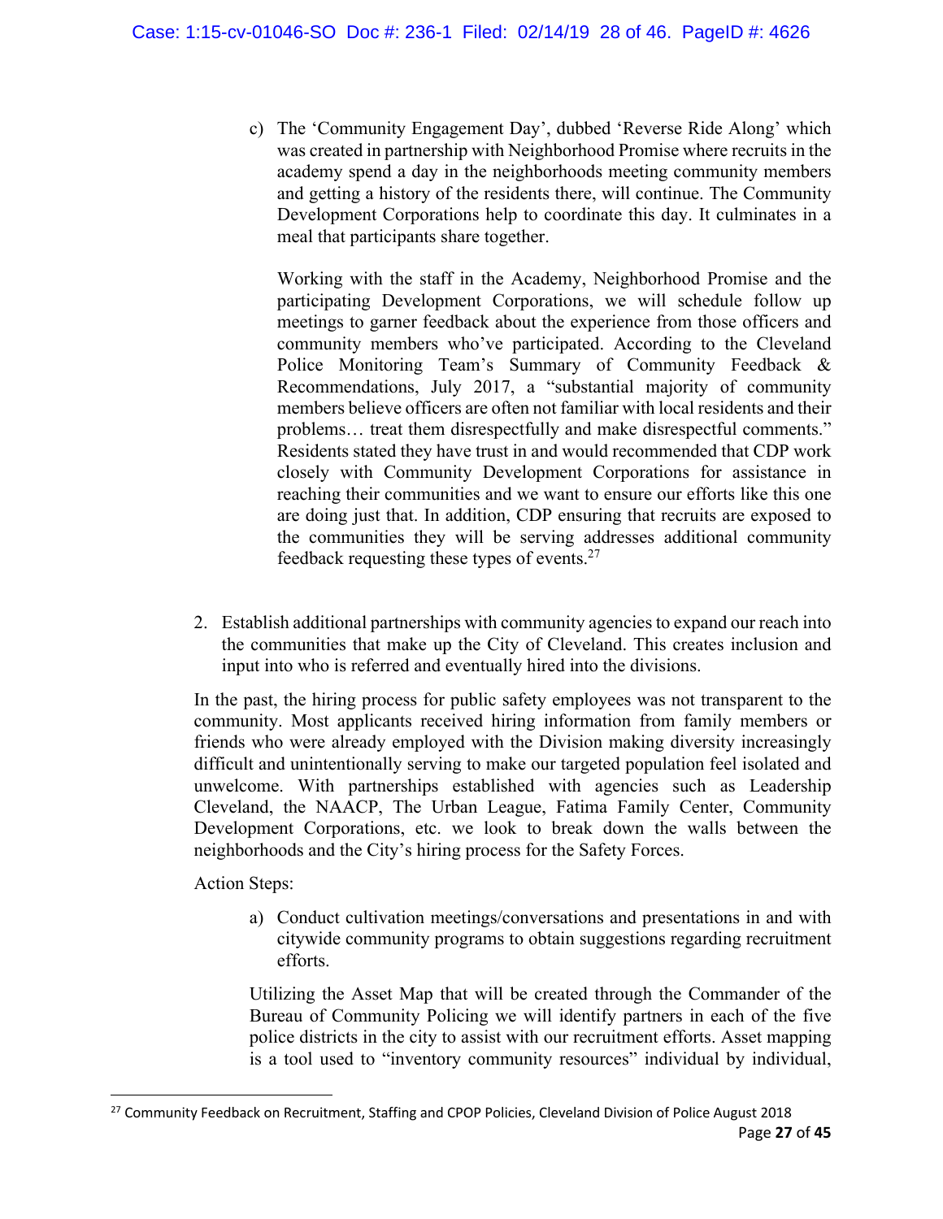c) The 'Community Engagement Day', dubbed 'Reverse Ride Along' which was created in partnership with Neighborhood Promise where recruits in the academy spend a day in the neighborhoods meeting community members and getting a history of the residents there, will continue. The Community Development Corporations help to coordinate this day. It culminates in a meal that participants share together.

   Working with the staff in the Academy, Neighborhood Promise and the participating Development Corporations, we will schedule follow up meetings to garner feedback about the experience from those officers and community members who've participated. According to the Cleveland Police Monitoring Team's Summary of Community Feedback & Recommendations, July 2017, a "substantial majority of community members believe officers are often not familiar with local residents and their problems… treat them disrespectfully and make disrespectful comments." Residents stated they have trust in and would recommended that CDP work closely with Community Development Corporations for assistance in reaching their communities and we want to ensure our efforts like this one are doing just that. In addition, CDP ensuring that recruits are exposed to the communities they will be serving addresses additional community feedback requesting these types of events.[27]

2. Establish additional partnerships with community agencies to expand our reach into the communities that make up the City of Cleveland. This creates inclusion and input into who is referred and eventually hired into the divisions.

In the past, the hiring process for public safety employees was not transparent to the community. Most applicants received hiring information from family members or friends who were already employed with the Division making diversity increasingly difficult and unintentionally serving to make our targeted population feel isolated and unwelcome. With partnerships established with agencies such as Leadership Cleveland, the NAACP, The Urban League, Fatima Family Center, Community Development Corporations, etc. we look to break down the walls between the neighborhoods and the City's hiring process for the Safety Forces.

Action Steps:

a) Conduct cultivation meetings/conversations and presentations in and with citywide community programs to obtain suggestions regarding recruitment efforts.

Utilizing the Asset Map that will be created through the Commander of the Bureau of Community Policing we will identify partners in each of the five police districts in the city to assist with our recruitment efforts. Asset mapping is a tool used to "inventory community resources" individual by individual,

---

[27] Community Feedback on Recruitment, Staffing and CPOP Policies, Cleveland Division of Police August 2018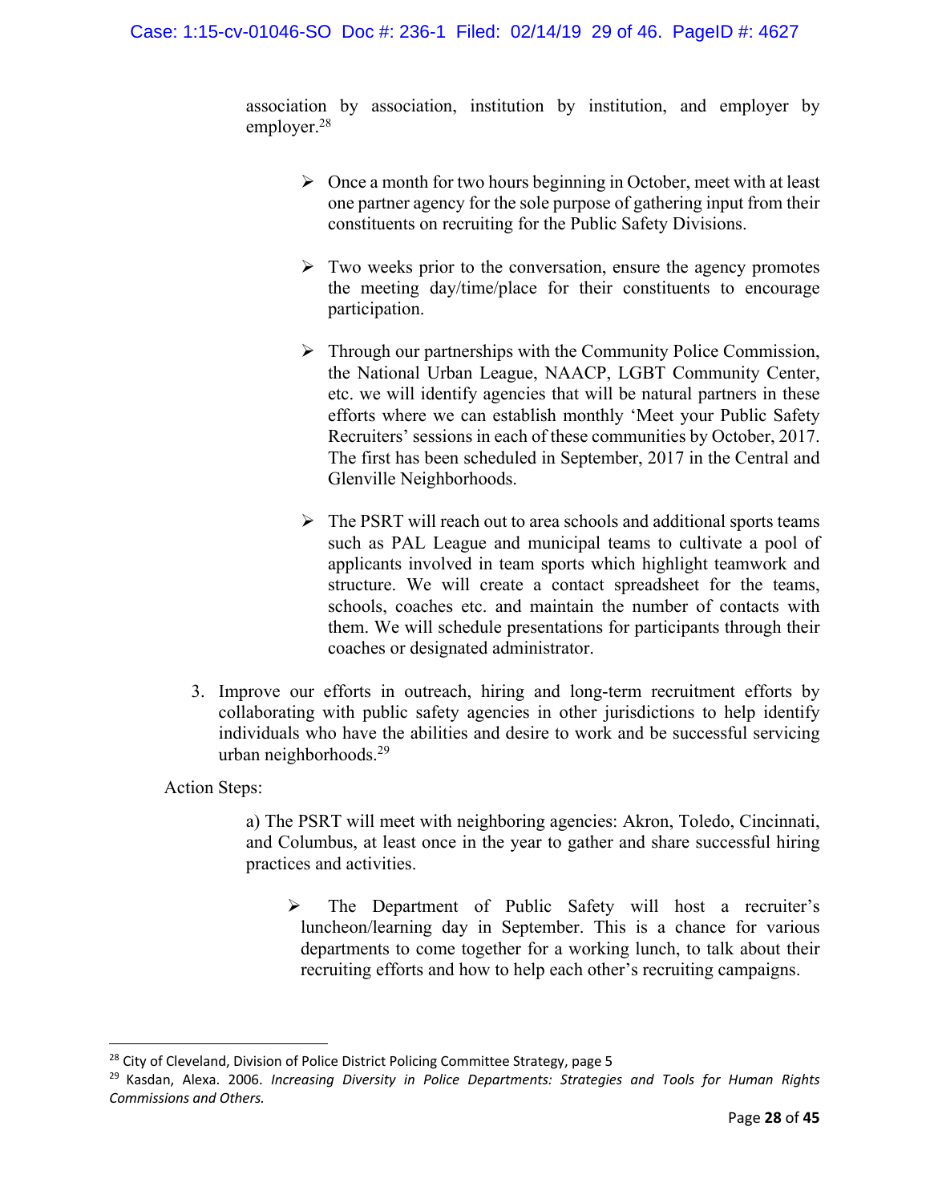association by association, institution by institution, and employer by employer.[28]

- Once a month for two hours beginning in October, meet with at least one partner agency for the sole purpose of gathering input from their constituents on recruiting for the Public Safety Divisions.

- Two weeks prior to the conversation, ensure the agency promotes the meeting day/time/place for their constituents to encourage participation.

- Through our partnerships with the Community Police Commission, the National Urban League, NAACP, LGBT Community Center, etc. we will identify agencies that will be natural partners in these efforts where we can establish monthly 'Meet your Public Safety Recruiters' sessions in each of these communities by October, 2017. The first has been scheduled in September, 2017 in the Central and Glenville Neighborhoods.

- The PSRT will reach out to area schools and additional sports teams such as PAL League and municipal teams to cultivate a pool of applicants involved in team sports which highlight teamwork and structure. We will create a contact spreadsheet for the teams, schools, coaches etc. and maintain the number of contacts with them. We will schedule presentations for participants through their coaches or designated administrator.

3. Improve our efforts in outreach, hiring and long-term recruitment efforts by collaborating with public safety agencies in other jurisdictions to help identify individuals who have the abilities and desire to work and be successful servicing urban neighborhoods.[29]

Action Steps:

a) The PSRT will meet with neighboring agencies: Akron, Toledo, Cincinnati, and Columbus, at least once in the year to gather and share successful hiring practices and activities.

- The Department of Public Safety will host a recruiter's luncheon/learning day in September. This is a chance for various departments to come together for a working lunch, to talk about their recruiting efforts and how to help each other's recruiting campaigns.

---

[28] City of Cleveland, Division of Police District Policing Committee Strategy, page 5

[29] Kasdan, Alexa. 2006. *Increasing Diversity in Police Departments: Strategies and Tools for Human Rights Commissions and Others.*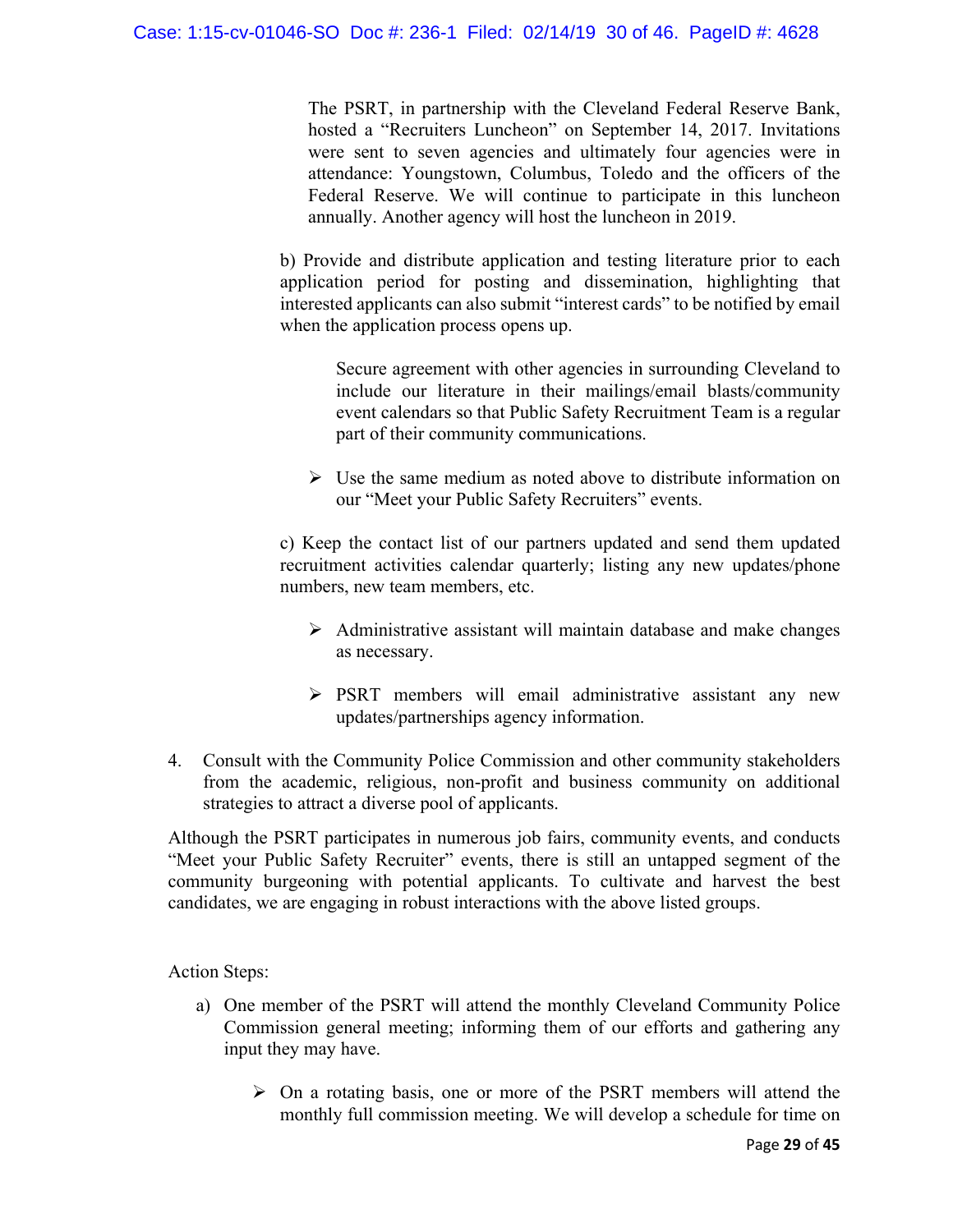The PSRT, in partnership with the Cleveland Federal Reserve Bank, hosted a "Recruiters Luncheon" on September 14, 2017. Invitations were sent to seven agencies and ultimately four agencies were in attendance: Youngstown, Columbus, Toledo and the officers of the Federal Reserve. We will continue to participate in this luncheon annually. Another agency will host the luncheon in 2019.

b) Provide and distribute application and testing literature prior to each application period for posting and dissemination, highlighting that interested applicants can also submit "interest cards" to be notified by email when the application process opens up.

> Secure agreement with other agencies in surrounding Cleveland to include our literature in their mailings/email blasts/community event calendars so that Public Safety Recruitment Team is a regular part of their community communications.

- Use the same medium as noted above to distribute information on our "Meet your Public Safety Recruiters" events.

c) Keep the contact list of our partners updated and send them updated recruitment activities calendar quarterly; listing any new updates/phone numbers, new team members, etc.

- Administrative assistant will maintain database and make changes as necessary.
- PSRT members will email administrative assistant any new updates/partnerships agency information.

4. Consult with the Community Police Commission and other community stakeholders from the academic, religious, non-profit and business community on additional strategies to attract a diverse pool of applicants.

Although the PSRT participates in numerous job fairs, community events, and conducts "Meet your Public Safety Recruiter" events, there is still an untapped segment of the community burgeoning with potential applicants. To cultivate and harvest the best candidates, we are engaging in robust interactions with the above listed groups.

Action Steps:

a) One member of the PSRT will attend the monthly Cleveland Community Police Commission general meeting; informing them of our efforts and gathering any input they may have.

   - On a rotating basis, one or more of the PSRT members will attend the monthly full commission meeting. We will develop a schedule for time on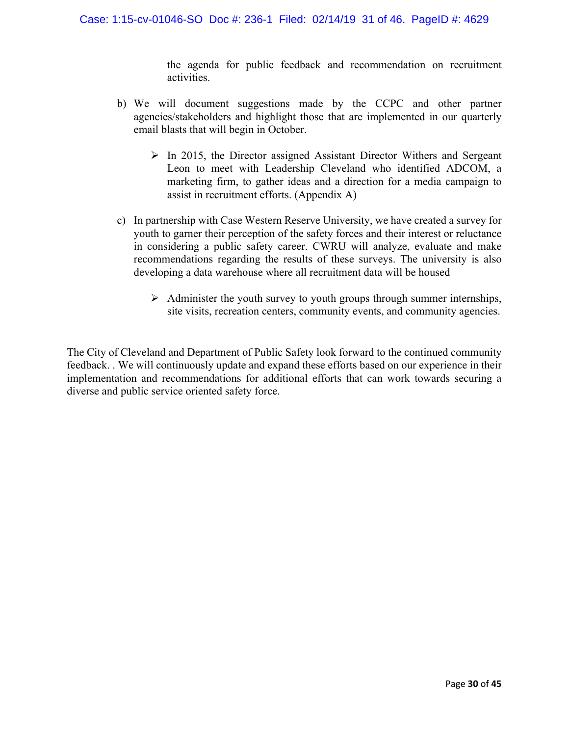the agenda for public feedback and recommendation on recruitment activities.

b) We will document suggestions made by the CCPC and other partner agencies/stakeholders and highlight those that are implemented in our quarterly email blasts that will begin in October.

   - In 2015, the Director assigned Assistant Director Withers and Sergeant Leon to meet with Leadership Cleveland who identified ADCOM, a marketing firm, to gather ideas and a direction for a media campaign to assist in recruitment efforts. (Appendix A)

c) In partnership with Case Western Reserve University, we have created a survey for youth to garner their perception of the safety forces and their interest or reluctance in considering a public safety career. CWRU will analyze, evaluate and make recommendations regarding the results of these surveys. The university is also developing a data warehouse where all recruitment data will be housed

   - Administer the youth survey to youth groups through summer internships, site visits, recreation centers, community events, and community agencies.

The City of Cleveland and Department of Public Safety look forward to the continued community feedback. . We will continuously update and expand these efforts based on our experience in their implementation and recommendations for additional efforts that can work towards securing a diverse and public service oriented safety force.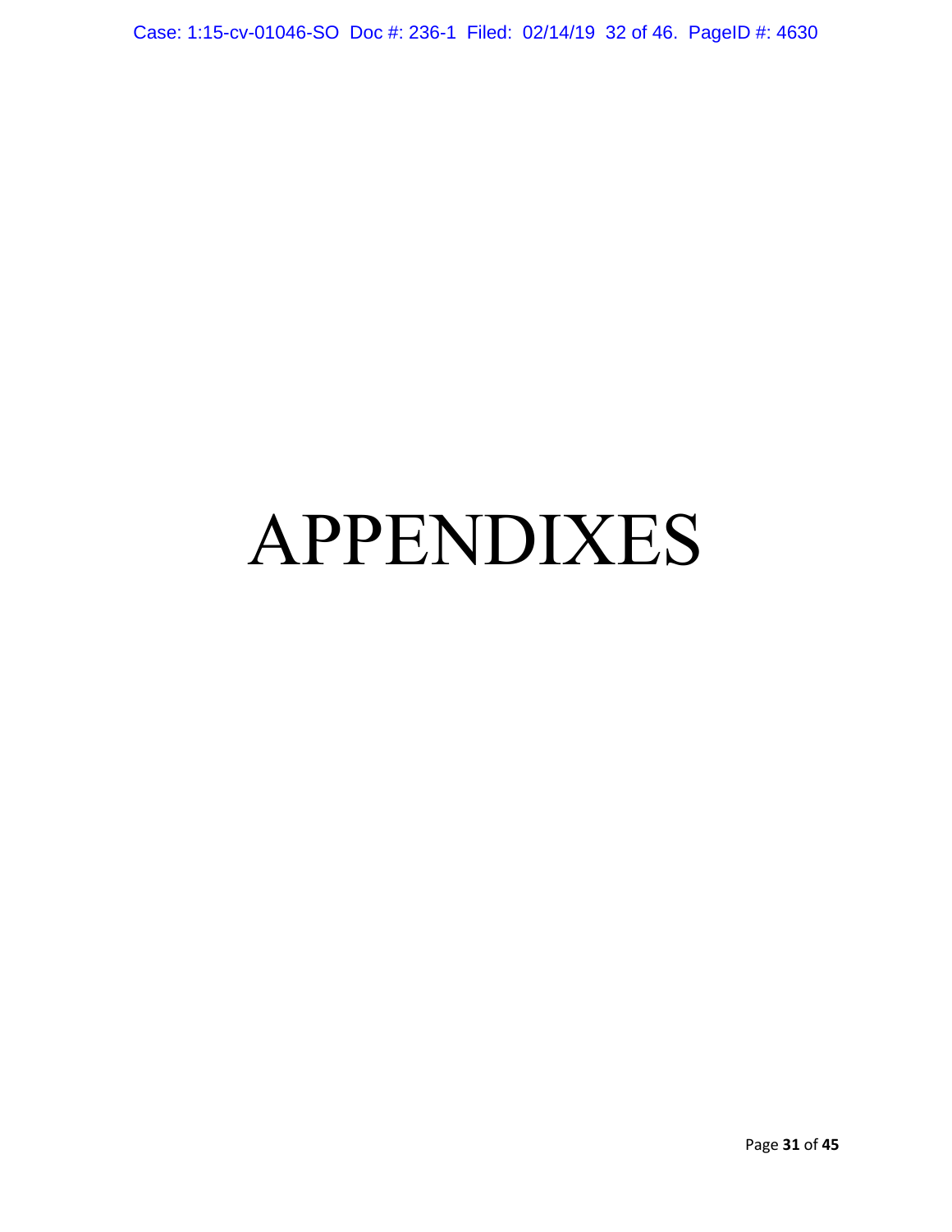# APPENDIXES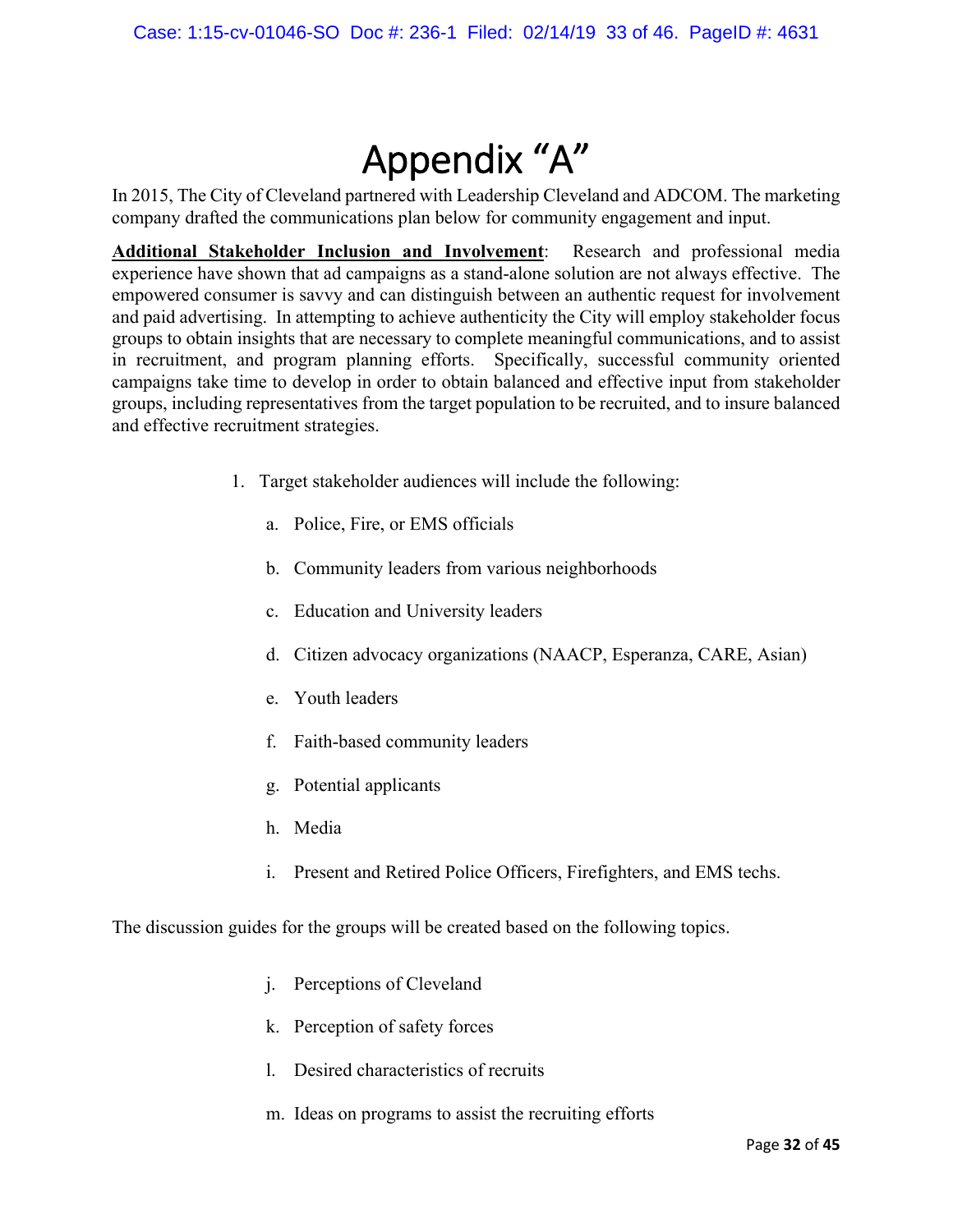# Appendix "A"

In 2015, The City of Cleveland partnered with Leadership Cleveland and ADCOM. The marketing company drafted the communications plan below for community engagement and input.

<u>**Additional Stakeholder Inclusion and Involvement**</u>: Research and professional media experience have shown that ad campaigns as a stand-alone solution are not always effective. The empowered consumer is savvy and can distinguish between an authentic request for involvement and paid advertising. In attempting to achieve authenticity the City will employ stakeholder focus groups to obtain insights that are necessary to complete meaningful communications, and to assist in recruitment, and program planning efforts. Specifically, successful community oriented campaigns take time to develop in order to obtain balanced and effective input from stakeholder groups, including representatives from the target population to be recruited, and to insure balanced and effective recruitment strategies.

1. Target stakeholder audiences will include the following:

   a. Police, Fire, or EMS officials

   b. Community leaders from various neighborhoods

   c. Education and University leaders

   d. Citizen advocacy organizations (NAACP, Esperanza, CARE, Asian)

   e. Youth leaders

   f. Faith-based community leaders

   g. Potential applicants

   h. Media

   i. Present and Retired Police Officers, Firefighters, and EMS techs.

The discussion guides for the groups will be created based on the following topics.

   j. Perceptions of Cleveland

   k. Perception of safety forces

   l. Desired characteristics of recruits

   m. Ideas on programs to assist the recruiting efforts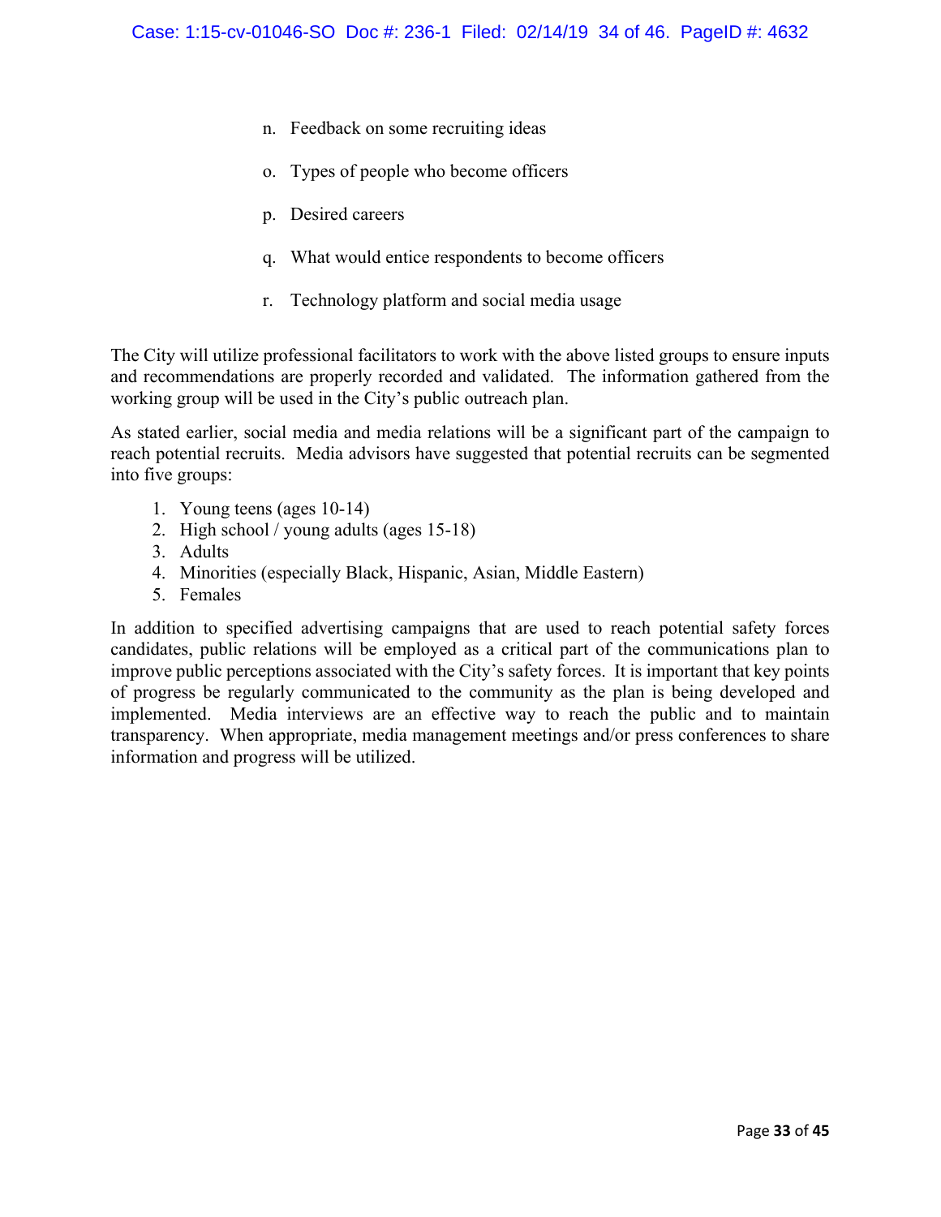n. Feedback on some recruiting ideas

o. Types of people who become officers

p. Desired careers

q. What would entice respondents to become officers

r. Technology platform and social media usage

The City will utilize professional facilitators to work with the above listed groups to ensure inputs and recommendations are properly recorded and validated. The information gathered from the working group will be used in the City's public outreach plan.

As stated earlier, social media and media relations will be a significant part of the campaign to reach potential recruits. Media advisors have suggested that potential recruits can be segmented into five groups:

1. Young teens (ages 10-14)
2. High school / young adults (ages 15-18)
3. Adults
4. Minorities (especially Black, Hispanic, Asian, Middle Eastern)
5. Females

In addition to specified advertising campaigns that are used to reach potential safety forces candidates, public relations will be employed as a critical part of the communications plan to improve public perceptions associated with the City's safety forces. It is important that key points of progress be regularly communicated to the community as the plan is being developed and implemented. Media interviews are an effective way to reach the public and to maintain transparency. When appropriate, media management meetings and/or press conferences to share information and progress will be utilized.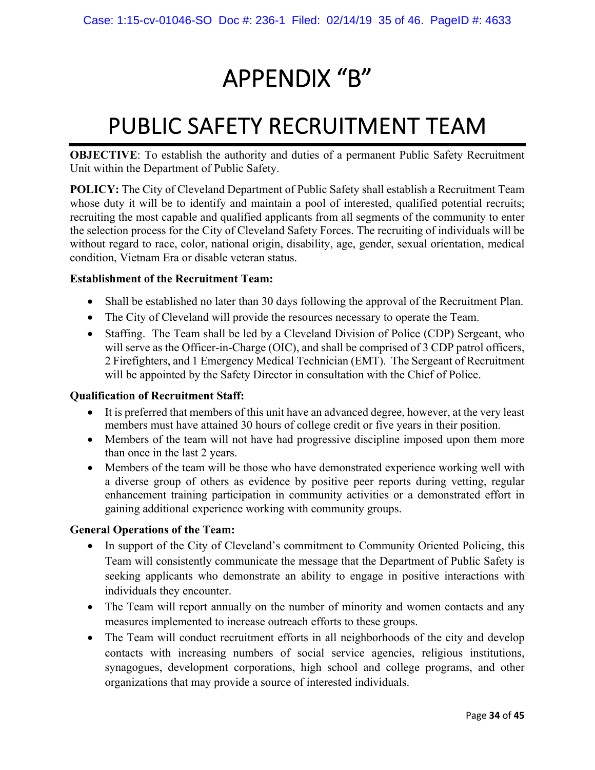# APPENDIX "B"

# PUBLIC SAFETY RECRUITMENT TEAM

**OBJECTIVE**: To establish the authority and duties of a permanent Public Safety Recruitment Unit within the Department of Public Safety.

**POLICY:** The City of Cleveland Department of Public Safety shall establish a Recruitment Team whose duty it will be to identify and maintain a pool of interested, qualified potential recruits; recruiting the most capable and qualified applicants from all segments of the community to enter the selection process for the City of Cleveland Safety Forces. The recruiting of individuals will be without regard to race, color, national origin, disability, age, gender, sexual orientation, medical condition, Vietnam Era or disable veteran status.

**Establishment of the Recruitment Team:**

- Shall be established no later than 30 days following the approval of the Recruitment Plan.
- The City of Cleveland will provide the resources necessary to operate the Team.
- Staffing. The Team shall be led by a Cleveland Division of Police (CDP) Sergeant, who will serve as the Officer-in-Charge (OIC), and shall be comprised of 3 CDP patrol officers, 2 Firefighters, and 1 Emergency Medical Technician (EMT). The Sergeant of Recruitment will be appointed by the Safety Director in consultation with the Chief of Police.

**Qualification of Recruitment Staff:**

- It is preferred that members of this unit have an advanced degree, however, at the very least members must have attained 30 hours of college credit or five years in their position.
- Members of the team will not have had progressive discipline imposed upon them more than once in the last 2 years.
- Members of the team will be those who have demonstrated experience working well with a diverse group of others as evidence by positive peer reports during vetting, regular enhancement training participation in community activities or a demonstrated effort in gaining additional experience working with community groups.

**General Operations of the Team:**

- In support of the City of Cleveland's commitment to Community Oriented Policing, this Team will consistently communicate the message that the Department of Public Safety is seeking applicants who demonstrate an ability to engage in positive interactions with individuals they encounter.
- The Team will report annually on the number of minority and women contacts and any measures implemented to increase outreach efforts to these groups.
- The Team will conduct recruitment efforts in all neighborhoods of the city and develop contacts with increasing numbers of social service agencies, religious institutions, synagogues, development corporations, high school and college programs, and other organizations that may provide a source of interested individuals.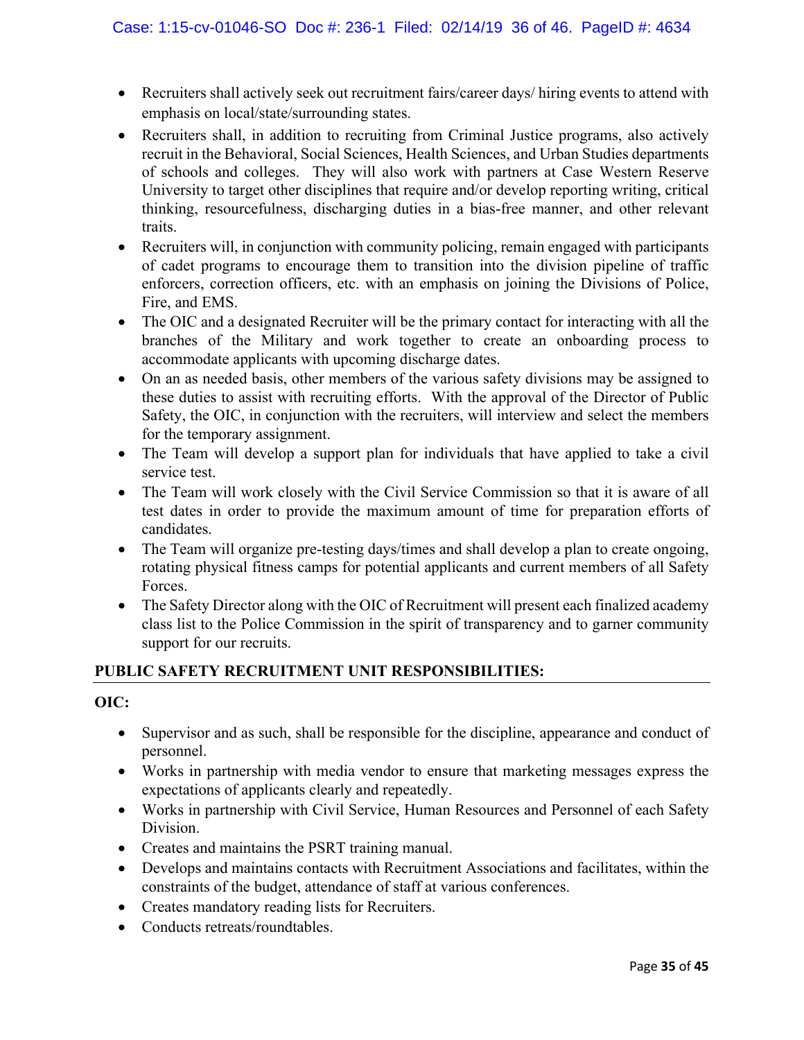- Recruiters shall actively seek out recruitment fairs/career days/ hiring events to attend with emphasis on local/state/surrounding states.
- Recruiters shall, in addition to recruiting from Criminal Justice programs, also actively recruit in the Behavioral, Social Sciences, Health Sciences, and Urban Studies departments of schools and colleges. They will also work with partners at Case Western Reserve University to target other disciplines that require and/or develop reporting writing, critical thinking, resourcefulness, discharging duties in a bias-free manner, and other relevant traits.
- Recruiters will, in conjunction with community policing, remain engaged with participants of cadet programs to encourage them to transition into the division pipeline of traffic enforcers, correction officers, etc. with an emphasis on joining the Divisions of Police, Fire, and EMS.
- The OIC and a designated Recruiter will be the primary contact for interacting with all the branches of the Military and work together to create an onboarding process to accommodate applicants with upcoming discharge dates.
- On an as needed basis, other members of the various safety divisions may be assigned to these duties to assist with recruiting efforts. With the approval of the Director of Public Safety, the OIC, in conjunction with the recruiters, will interview and select the members for the temporary assignment.
- The Team will develop a support plan for individuals that have applied to take a civil service test.
- The Team will work closely with the Civil Service Commission so that it is aware of all test dates in order to provide the maximum amount of time for preparation efforts of candidates.
- The Team will organize pre-testing days/times and shall develop a plan to create ongoing, rotating physical fitness camps for potential applicants and current members of all Safety Forces.
- The Safety Director along with the OIC of Recruitment will present each finalized academy class list to the Police Commission in the spirit of transparency and to garner community support for our recruits.

## PUBLIC SAFETY RECRUITMENT UNIT RESPONSIBILITIES:

### OIC:

- Supervisor and as such, shall be responsible for the discipline, appearance and conduct of personnel.
- Works in partnership with media vendor to ensure that marketing messages express the expectations of applicants clearly and repeatedly.
- Works in partnership with Civil Service, Human Resources and Personnel of each Safety Division.
- Creates and maintains the PSRT training manual.
- Develops and maintains contacts with Recruitment Associations and facilitates, within the constraints of the budget, attendance of staff at various conferences.
- Creates mandatory reading lists for Recruiters.
- Conducts retreats/roundtables.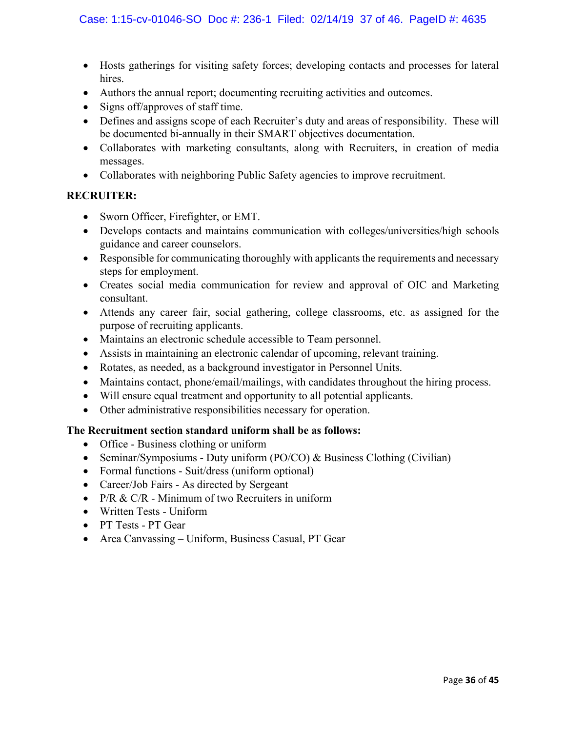- Hosts gatherings for visiting safety forces; developing contacts and processes for lateral hires.
- Authors the annual report; documenting recruiting activities and outcomes.
- Signs off/approves of staff time.
- Defines and assigns scope of each Recruiter's duty and areas of responsibility. These will be documented bi-annually in their SMART objectives documentation.
- Collaborates with marketing consultants, along with Recruiters, in creation of media messages.
- Collaborates with neighboring Public Safety agencies to improve recruitment.

**RECRUITER:**

- Sworn Officer, Firefighter, or EMT.
- Develops contacts and maintains communication with colleges/universities/high schools guidance and career counselors.
- Responsible for communicating thoroughly with applicants the requirements and necessary steps for employment.
- Creates social media communication for review and approval of OIC and Marketing consultant.
- Attends any career fair, social gathering, college classrooms, etc. as assigned for the purpose of recruiting applicants.
- Maintains an electronic schedule accessible to Team personnel.
- Assists in maintaining an electronic calendar of upcoming, relevant training.
- Rotates, as needed, as a background investigator in Personnel Units.
- Maintains contact, phone/email/mailings, with candidates throughout the hiring process.
- Will ensure equal treatment and opportunity to all potential applicants.
- Other administrative responsibilities necessary for operation.

**The Recruitment section standard uniform shall be as follows:**

- Office - Business clothing or uniform
- Seminar/Symposiums - Duty uniform (PO/CO) & Business Clothing (Civilian)
- Formal functions - Suit/dress (uniform optional)
- Career/Job Fairs - As directed by Sergeant
- P/R & C/R - Minimum of two Recruiters in uniform
- Written Tests - Uniform
- PT Tests - PT Gear
- Area Canvassing – Uniform, Business Casual, PT Gear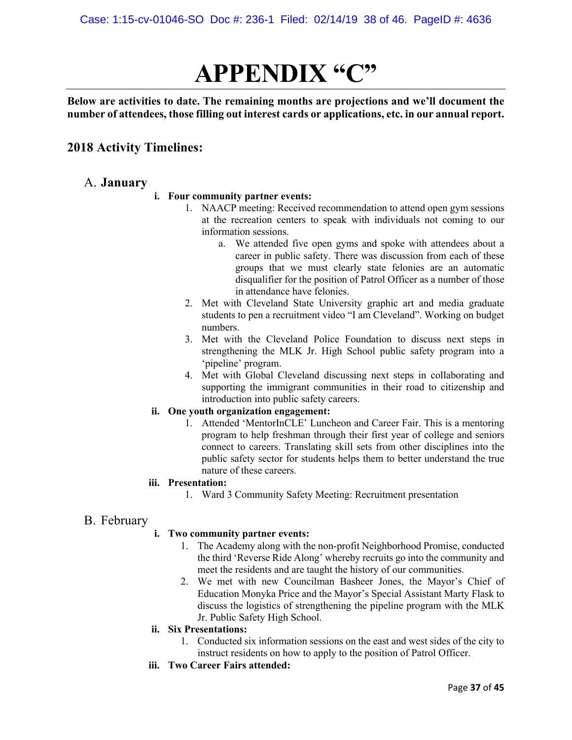# APPENDIX "C"

**Below are activities to date. The remaining months are projections and we'll document the number of attendees, those filling out interest cards or applications, etc. in our annual report.**

## 2018 Activity Timelines:

### A. January

**i. Four community partner events:**

1. NAACP meeting: Received recommendation to attend open gym sessions at the recreation centers to speak with individuals not coming to our information sessions.
   a. We attended five open gyms and spoke with attendees about a career in public safety. There was discussion from each of these groups that we must clearly state felonies are an automatic disqualifier for the position of Patrol Officer as a number of those in attendance have felonies.
2. Met with Cleveland State University graphic art and media graduate students to pen a recruitment video "I am Cleveland". Working on budget numbers.
3. Met with the Cleveland Police Foundation to discuss next steps in strengthening the MLK Jr. High School public safety program into a 'pipeline' program.
4. Met with Global Cleveland discussing next steps in collaborating and supporting the immigrant communities in their road to citizenship and introduction into public safety careers.

**ii. One youth organization engagement:**

1. Attended 'MentorInCLE' Luncheon and Career Fair. This is a mentoring program to help freshman through their first year of college and seniors connect to careers. Translating skill sets from other disciplines into the public safety sector for students helps them to better understand the true nature of these careers.

**iii. Presentation:**

1. Ward 3 Community Safety Meeting: Recruitment presentation

### B. February

**i. Two community partner events:**

1. The Academy along with the non-profit Neighborhood Promise, conducted the third 'Reverse Ride Along' whereby recruits go into the community and meet the residents and are taught the history of our communities.
2. We met with new Councilman Basheer Jones, the Mayor's Chief of Education Monyka Price and the Mayor's Special Assistant Marty Flask to discuss the logistics of strengthening the pipeline program with the MLK Jr. Public Safety High School.

**ii. Six Presentations:**

1. Conducted six information sessions on the east and west sides of the city to instruct residents on how to apply to the position of Patrol Officer.

**iii. Two Career Fairs attended:**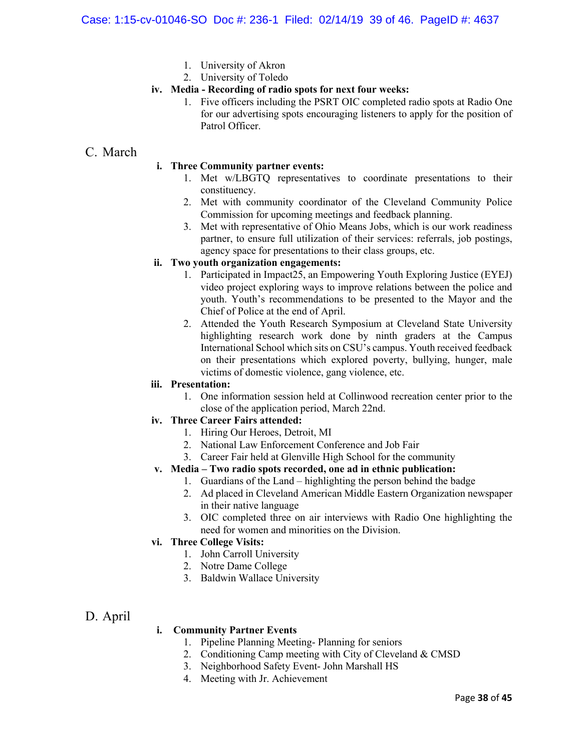1. University of Akron
2. University of Toledo

**iv. Media - Recording of radio spots for next four weeks:**

1. Five officers including the PSRT OIC completed radio spots at Radio One for our advertising spots encouraging listeners to apply for the position of Patrol Officer.

## C. March

**i. Three Community partner events:**

1. Met w/LBGTQ representatives to coordinate presentations to their constituency.
2. Met with community coordinator of the Cleveland Community Police Commission for upcoming meetings and feedback planning.
3. Met with representative of Ohio Means Jobs, which is our work readiness partner, to ensure full utilization of their services: referrals, job postings, agency space for presentations to their class groups, etc.

**ii. Two youth organization engagements:**

1. Participated in Impact25, an Empowering Youth Exploring Justice (EYEJ) video project exploring ways to improve relations between the police and youth. Youth's recommendations to be presented to the Mayor and the Chief of Police at the end of April.
2. Attended the Youth Research Symposium at Cleveland State University highlighting research work done by ninth graders at the Campus International School which sits on CSU's campus. Youth received feedback on their presentations which explored poverty, bullying, hunger, male victims of domestic violence, gang violence, etc.

**iii. Presentation:**

1. One information session held at Collinwood recreation center prior to the close of the application period, March 22nd.

**iv. Three Career Fairs attended:**

1. Hiring Our Heroes, Detroit, MI
2. National Law Enforcement Conference and Job Fair
3. Career Fair held at Glenville High School for the community

**v. Media – Two radio spots recorded, one ad in ethnic publication:**

1. Guardians of the Land – highlighting the person behind the badge
2. Ad placed in Cleveland American Middle Eastern Organization newspaper in their native language
3. OIC completed three on air interviews with Radio One highlighting the need for women and minorities on the Division.

**vi. Three College Visits:**

1. John Carroll University
2. Notre Dame College
3. Baldwin Wallace University

## D. April

**i. Community Partner Events**

1. Pipeline Planning Meeting- Planning for seniors
2. Conditioning Camp meeting with City of Cleveland & CMSD
3. Neighborhood Safety Event- John Marshall HS
4. Meeting with Jr. Achievement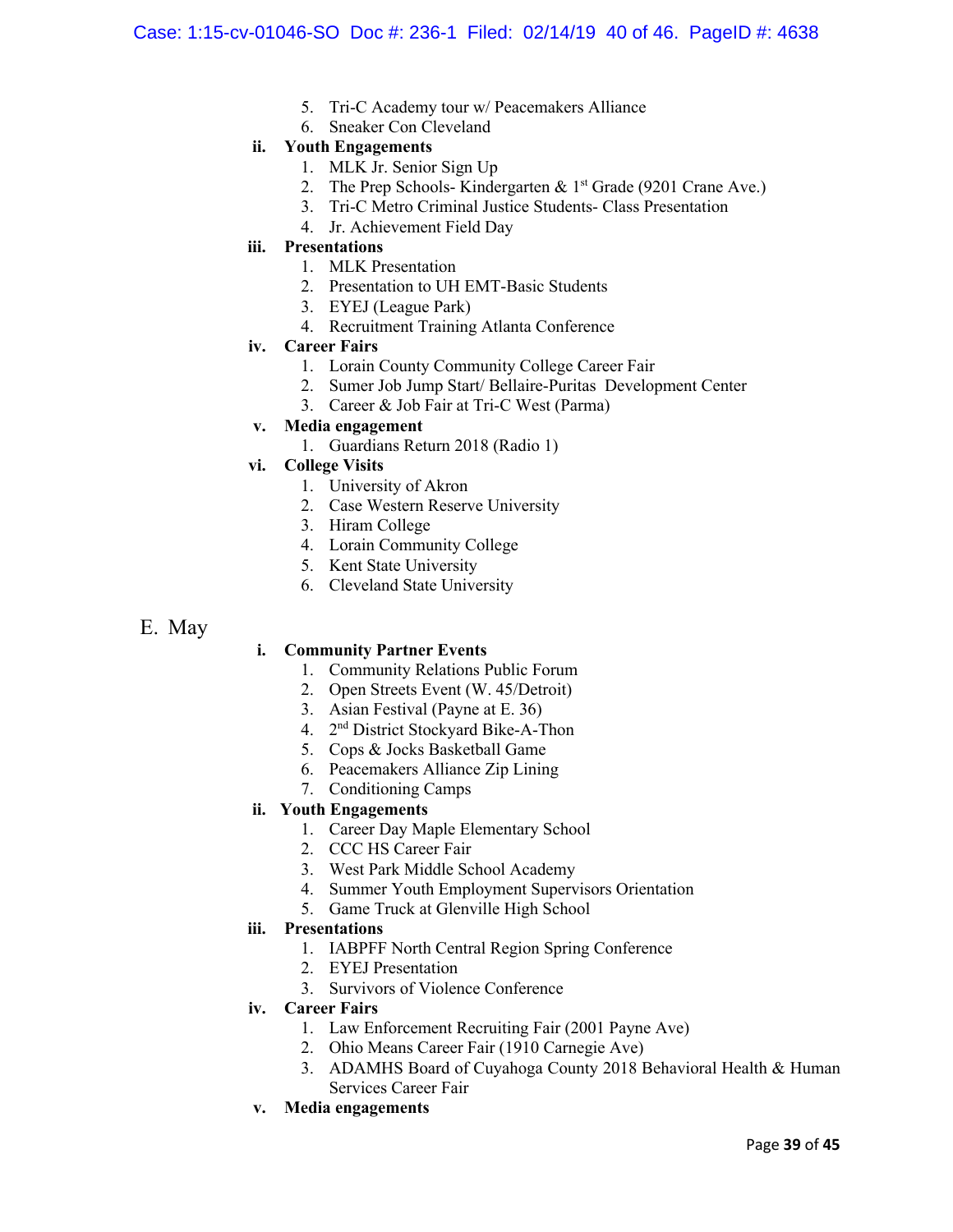5. Tri-C Academy tour w/ Peacemakers Alliance
6. Sneaker Con Cleveland

**ii. Youth Engagements**

1. MLK Jr. Senior Sign Up
2. The Prep Schools- Kindergarten & 1st Grade (9201 Crane Ave.)
3. Tri-C Metro Criminal Justice Students- Class Presentation
4. Jr. Achievement Field Day

**iii. Presentations**

1. MLK Presentation
2. Presentation to UH EMT-Basic Students
3. EYEJ (League Park)
4. Recruitment Training Atlanta Conference

**iv. Career Fairs**

1. Lorain County Community College Career Fair
2. Sumer Job Jump Start/ Bellaire-Puritas Development Center
3. Career & Job Fair at Tri-C West (Parma)

**v. Media engagement**

1. Guardians Return 2018 (Radio 1)

**vi. College Visits**

1. University of Akron
2. Case Western Reserve University
3. Hiram College
4. Lorain Community College
5. Kent State University
6. Cleveland State University

## E. May

**i. Community Partner Events**

1. Community Relations Public Forum
2. Open Streets Event (W. 45/Detroit)
3. Asian Festival (Payne at E. 36)
4. 2nd District Stockyard Bike-A-Thon
5. Cops & Jocks Basketball Game
6. Peacemakers Alliance Zip Lining
7. Conditioning Camps

**ii. Youth Engagements**

1. Career Day Maple Elementary School
2. CCC HS Career Fair
3. West Park Middle School Academy
4. Summer Youth Employment Supervisors Orientation
5. Game Truck at Glenville High School

**iii. Presentations**

1. IABPFF North Central Region Spring Conference
2. EYEJ Presentation
3. Survivors of Violence Conference

**iv. Career Fairs**

1. Law Enforcement Recruiting Fair (2001 Payne Ave)
2. Ohio Means Career Fair (1910 Carnegie Ave)
3. ADAMHS Board of Cuyahoga County 2018 Behavioral Health & Human Services Career Fair

**v. Media engagements**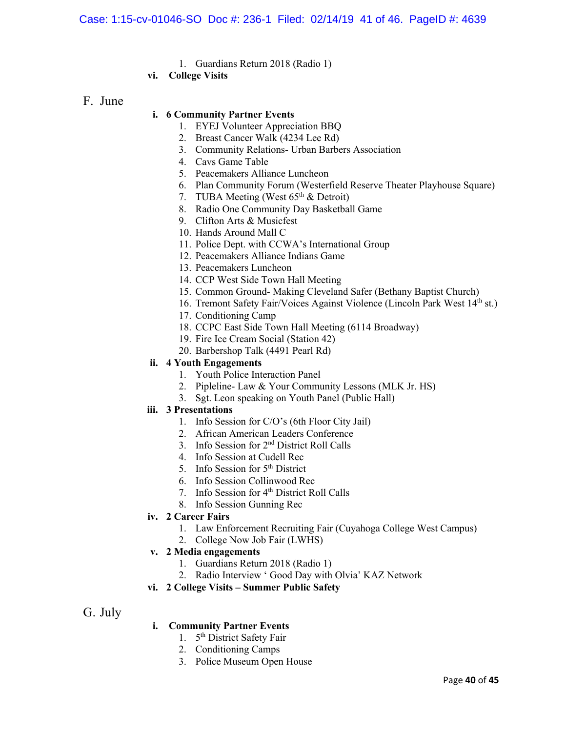1. Guardians Return 2018 (Radio 1)

vi. **College Visits**

## F. June

i. **6 Community Partner Events**

1. EYEJ Volunteer Appreciation BBQ
2. Breast Cancer Walk (4234 Lee Rd)
3. Community Relations- Urban Barbers Association
4. Cavs Game Table
5. Peacemakers Alliance Luncheon
6. Plan Community Forum (Westerfield Reserve Theater Playhouse Square)
7. TUBA Meeting (West 65th & Detroit)
8. Radio One Community Day Basketball Game
9. Clifton Arts & Musicfest
10. Hands Around Mall C
11. Police Dept. with CCWA's International Group
12. Peacemakers Alliance Indians Game
13. Peacemakers Luncheon
14. CCP West Side Town Hall Meeting
15. Common Ground- Making Cleveland Safer (Bethany Baptist Church)
16. Tremont Safety Fair/Voices Against Violence (Lincoln Park West 14th st.)
17. Conditioning Camp
18. CCPC East Side Town Hall Meeting (6114 Broadway)
19. Fire Ice Cream Social (Station 42)
20. Barbershop Talk (4491 Pearl Rd)

ii. **4 Youth Engagements**

1. Youth Police Interaction Panel
2. Pipleline- Law & Your Community Lessons (MLK Jr. HS)
3. Sgt. Leon speaking on Youth Panel (Public Hall)

iii. **3 Presentations**

1. Info Session for C/O's (6th Floor City Jail)
2. African American Leaders Conference
3. Info Session for 2nd District Roll Calls
4. Info Session at Cudell Rec
5. Info Session for 5th District
6. Info Session Collinwood Rec
7. Info Session for 4th District Roll Calls
8. Info Session Gunning Rec

iv. **2 Career Fairs**

1. Law Enforcement Recruiting Fair (Cuyahoga College West Campus)
2. College Now Job Fair (LWHS)

v. **2 Media engagements**

1. Guardians Return 2018 (Radio 1)
2. Radio Interview ' Good Day with Olvia' KAZ Network

vi. **2 College Visits – Summer Public Safety**

## G. July

i. **Community Partner Events**

1. 5th District Safety Fair
2. Conditioning Camps
3. Police Museum Open House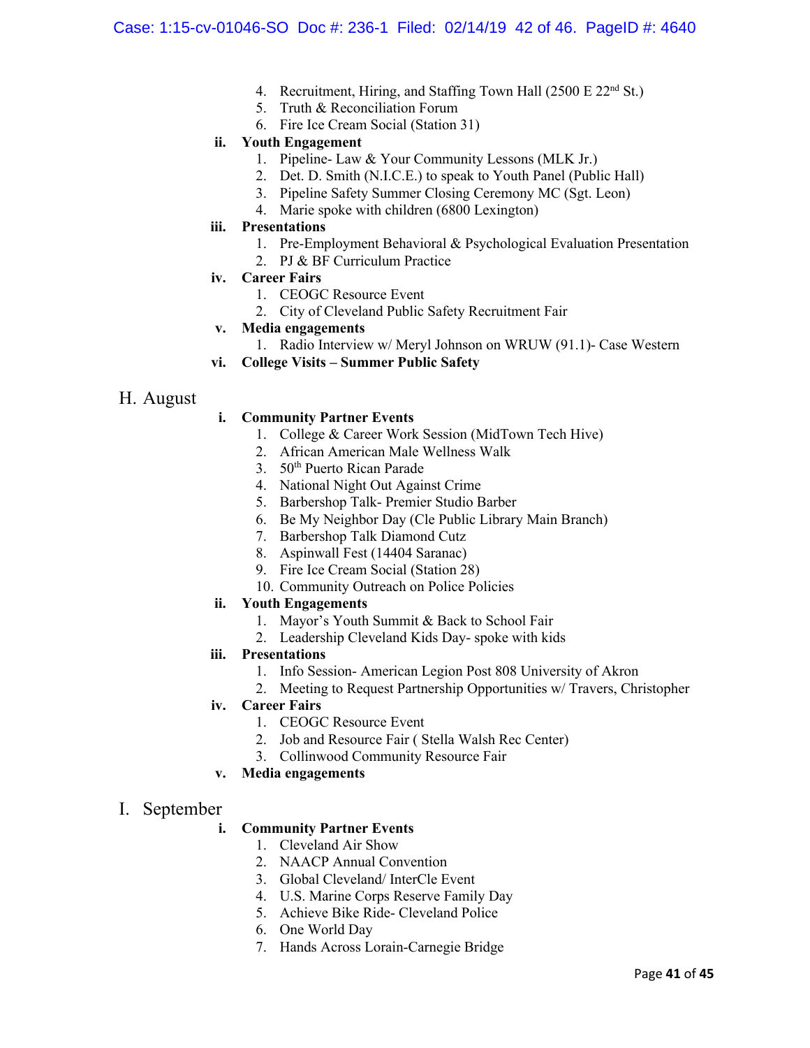4. Recruitment, Hiring, and Staffing Town Hall (2500 E 22nd St.)
5. Truth & Reconciliation Forum
6. Fire Ice Cream Social (Station 31)

**ii. Youth Engagement**

1. Pipeline- Law & Your Community Lessons (MLK Jr.)
2. Det. D. Smith (N.I.C.E.) to speak to Youth Panel (Public Hall)
3. Pipeline Safety Summer Closing Ceremony MC (Sgt. Leon)
4. Marie spoke with children (6800 Lexington)

**iii. Presentations**

1. Pre-Employment Behavioral & Psychological Evaluation Presentation
2. PJ & BF Curriculum Practice

**iv. Career Fairs**

1. CEOGC Resource Event
2. City of Cleveland Public Safety Recruitment Fair

**v. Media engagements**

1. Radio Interview w/ Meryl Johnson on WRUW (91.1)- Case Western

**vi. College Visits – Summer Public Safety**

## H. August

**i. Community Partner Events**

1. College & Career Work Session (MidTown Tech Hive)
2. African American Male Wellness Walk
3. 50th Puerto Rican Parade
4. National Night Out Against Crime
5. Barbershop Talk- Premier Studio Barber
6. Be My Neighbor Day (Cle Public Library Main Branch)
7. Barbershop Talk Diamond Cutz
8. Aspinwall Fest (14404 Saranac)
9. Fire Ice Cream Social (Station 28)
10. Community Outreach on Police Policies

**ii. Youth Engagements**

1. Mayor's Youth Summit & Back to School Fair
2. Leadership Cleveland Kids Day- spoke with kids

**iii. Presentations**

1. Info Session- American Legion Post 808 University of Akron
2. Meeting to Request Partnership Opportunities w/ Travers, Christopher

**iv. Career Fairs**

1. CEOGC Resource Event
2. Job and Resource Fair ( Stella Walsh Rec Center)
3. Collinwood Community Resource Fair

**v. Media engagements**

## I. September

**i. Community Partner Events**

1. Cleveland Air Show
2. NAACP Annual Convention
3. Global Cleveland/ InterCle Event
4. U.S. Marine Corps Reserve Family Day
5. Achieve Bike Ride- Cleveland Police
6. One World Day
7. Hands Across Lorain-Carnegie Bridge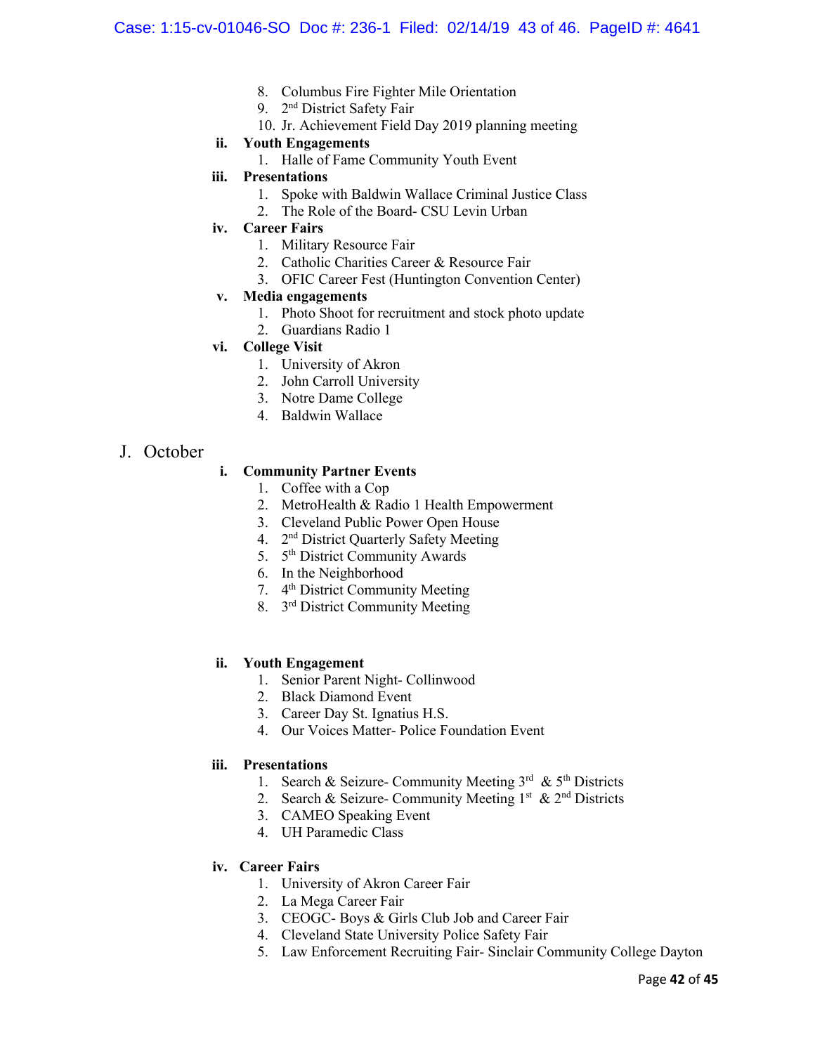8. Columbus Fire Fighter Mile Orientation
9. 2nd District Safety Fair
10. Jr. Achievement Field Day 2019 planning meeting

ii. **Youth Engagements**

1. Halle of Fame Community Youth Event

iii. **Presentations**

1. Spoke with Baldwin Wallace Criminal Justice Class
2. The Role of the Board- CSU Levin Urban

iv. **Career Fairs**

1. Military Resource Fair
2. Catholic Charities Career & Resource Fair
3. OFIC Career Fest (Huntington Convention Center)

v. **Media engagements**

1. Photo Shoot for recruitment and stock photo update
2. Guardians Radio 1

vi. **College Visit**

1. University of Akron
2. John Carroll University
3. Notre Dame College
4. Baldwin Wallace

## J. October

i. **Community Partner Events**

1. Coffee with a Cop
2. MetroHealth & Radio 1 Health Empowerment
3. Cleveland Public Power Open House
4. 2nd District Quarterly Safety Meeting
5. 5th District Community Awards
6. In the Neighborhood
7. 4th District Community Meeting
8. 3rd District Community Meeting

ii. **Youth Engagement**

1. Senior Parent Night- Collinwood
2. Black Diamond Event
3. Career Day St. Ignatius H.S.
4. Our Voices Matter- Police Foundation Event

iii. **Presentations**

1. Search & Seizure- Community Meeting 3rd & 5th Districts
2. Search & Seizure- Community Meeting 1st & 2nd Districts
3. CAMEO Speaking Event
4. UH Paramedic Class

iv. **Career Fairs**

1. University of Akron Career Fair
2. La Mega Career Fair
3. CEOGC- Boys & Girls Club Job and Career Fair
4. Cleveland State University Police Safety Fair
5. Law Enforcement Recruiting Fair- Sinclair Community College Dayton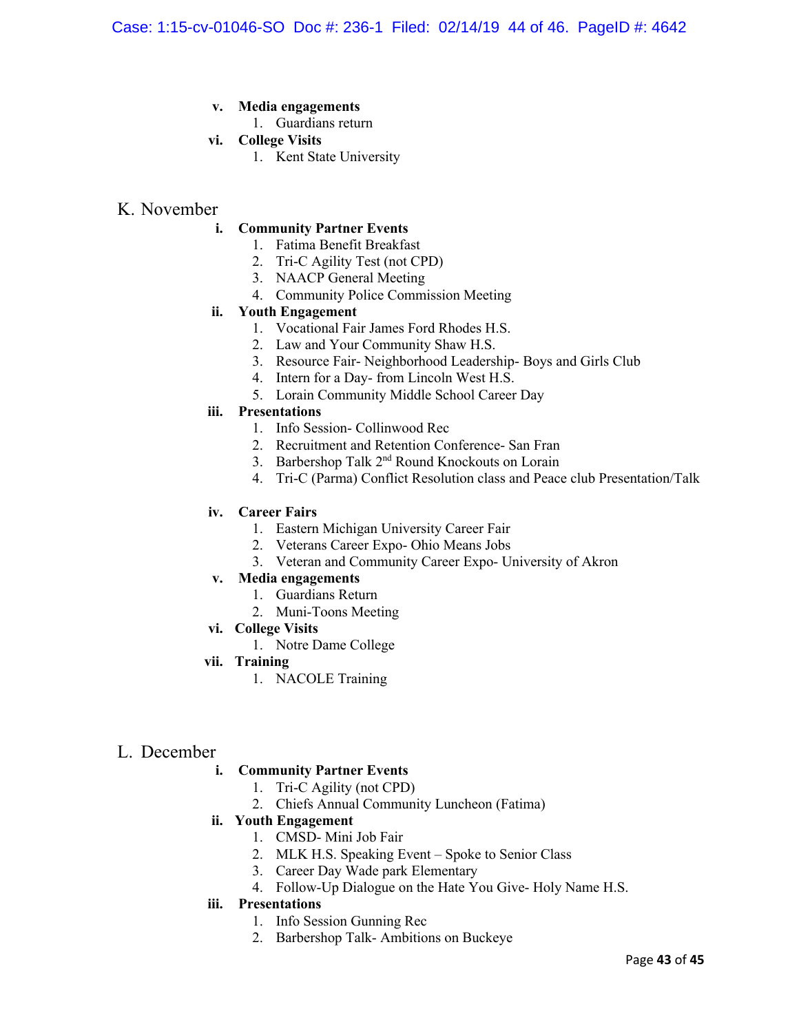- **v. Media engagements**
    1. Guardians return
- **vi. College Visits**
    1. Kent State University

## K. November

- **i. Community Partner Events**
    1. Fatima Benefit Breakfast
    2. Tri-C Agility Test (not CPD)
    3. NAACP General Meeting
    4. Community Police Commission Meeting
- **ii. Youth Engagement**
    1. Vocational Fair James Ford Rhodes H.S.
    2. Law and Your Community Shaw H.S.
    3. Resource Fair- Neighborhood Leadership- Boys and Girls Club
    4. Intern for a Day- from Lincoln West H.S.
    5. Lorain Community Middle School Career Day
- **iii. Presentations**
    1. Info Session- Collinwood Rec
    2. Recruitment and Retention Conference- San Fran
    3. Barbershop Talk 2nd Round Knockouts on Lorain
    4. Tri-C (Parma) Conflict Resolution class and Peace club Presentation/Talk
- **iv. Career Fairs**
    1. Eastern Michigan University Career Fair
    2. Veterans Career Expo- Ohio Means Jobs
    3. Veteran and Community Career Expo- University of Akron
- **v. Media engagements**
    1. Guardians Return
    2. Muni-Toons Meeting
- **vi. College Visits**
    1. Notre Dame College
- **vii. Training**
    1. NACOLE Training

## L. December

- **i. Community Partner Events**
    1. Tri-C Agility (not CPD)
    2. Chiefs Annual Community Luncheon (Fatima)
- **ii. Youth Engagement**
    1. CMSD- Mini Job Fair
    2. MLK H.S. Speaking Event – Spoke to Senior Class
    3. Career Day Wade park Elementary
    4. Follow-Up Dialogue on the Hate You Give- Holy Name H.S.
- **iii. Presentations**
    1. Info Session Gunning Rec
    2. Barbershop Talk- Ambitions on Buckeye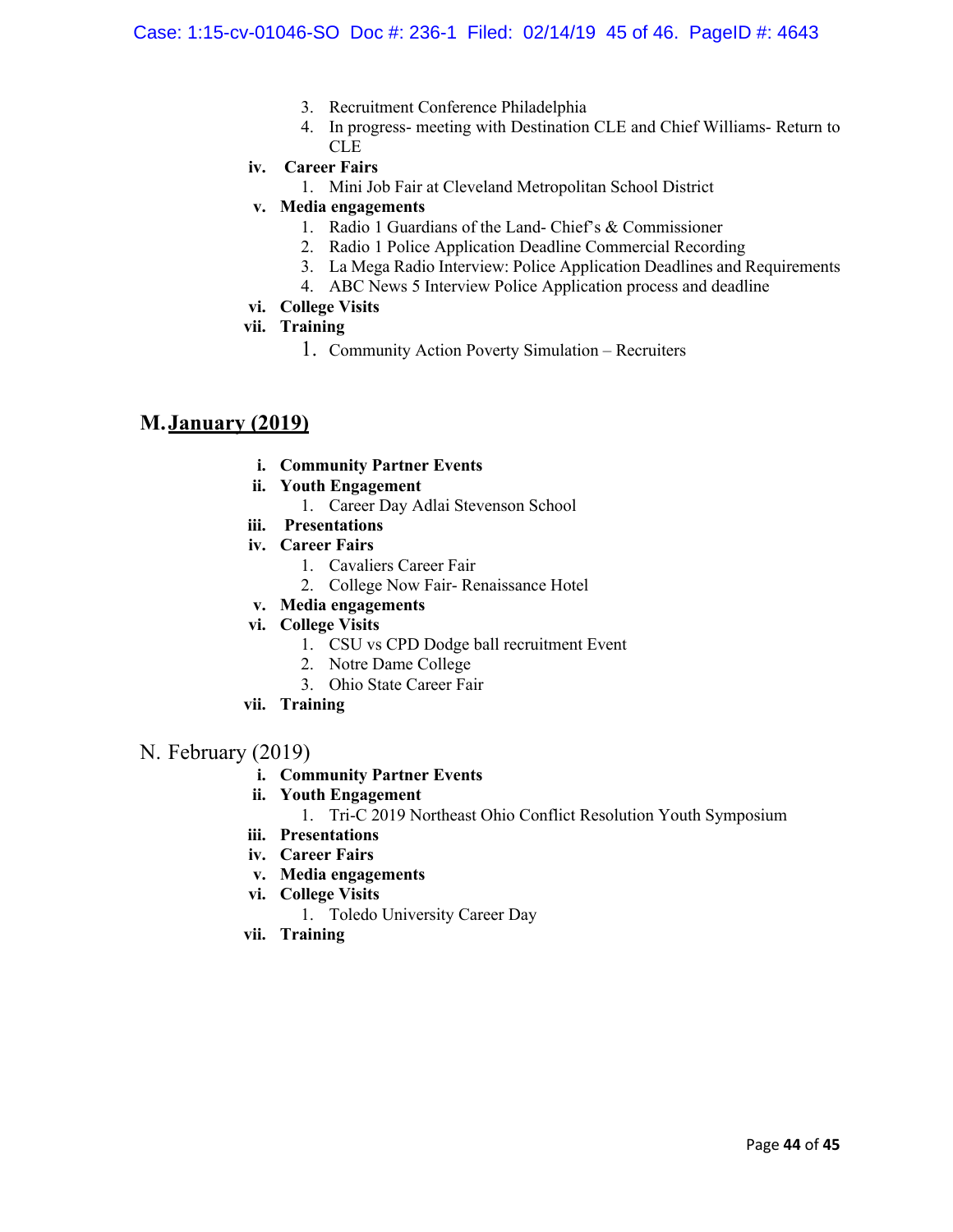3. Recruitment Conference Philadelphia
4. In progress- meeting with Destination CLE and Chief Williams- Return to CLE

**iv. Career Fairs**

1. Mini Job Fair at Cleveland Metropolitan School District

**v. Media engagements**

1. Radio 1 Guardians of the Land- Chief's & Commissioner
2. Radio 1 Police Application Deadline Commercial Recording
3. La Mega Radio Interview: Police Application Deadlines and Requirements
4. ABC News 5 Interview Police Application process and deadline

**vi. College Visits**

**vii. Training**

1. Community Action Poverty Simulation – Recruiters

## M. January (2019)

**i. Community Partner Events**

**ii. Youth Engagement**

1. Career Day Adlai Stevenson School

**iii. Presentations**

**iv. Career Fairs**

1. Cavaliers Career Fair
2. College Now Fair- Renaissance Hotel

**v. Media engagements**

**vi. College Visits**

1. CSU vs CPD Dodge ball recruitment Event
2. Notre Dame College
3. Ohio State Career Fair

**vii. Training**

## N. February (2019)

**i. Community Partner Events**

**ii. Youth Engagement**

1. Tri-C 2019 Northeast Ohio Conflict Resolution Youth Symposium

**iii. Presentations**

**iv. Career Fairs**

**v. Media engagements**

**vi. College Visits**

1. Toledo University Career Day

**vii. Training**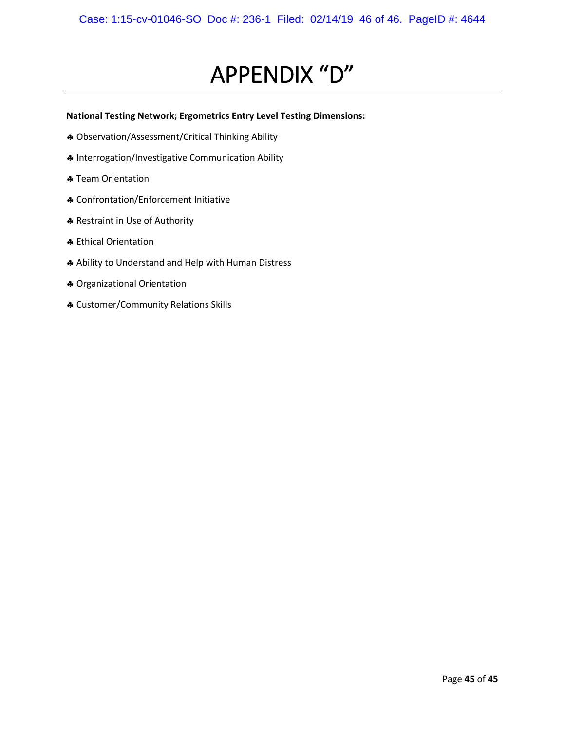# APPENDIX "D"

**National Testing Network; Ergometrics Entry Level Testing Dimensions:**

- ♣ Observation/Assessment/Critical Thinking Ability
- ♣ Interrogation/Investigative Communication Ability
- ♣ Team Orientation
- ♣ Confrontation/Enforcement Initiative
- ♣ Restraint in Use of Authority
- ♣ Ethical Orientation
- ♣ Ability to Understand and Help with Human Distress
- ♣ Organizational Orientation
- ♣ Customer/Community Relations Skills